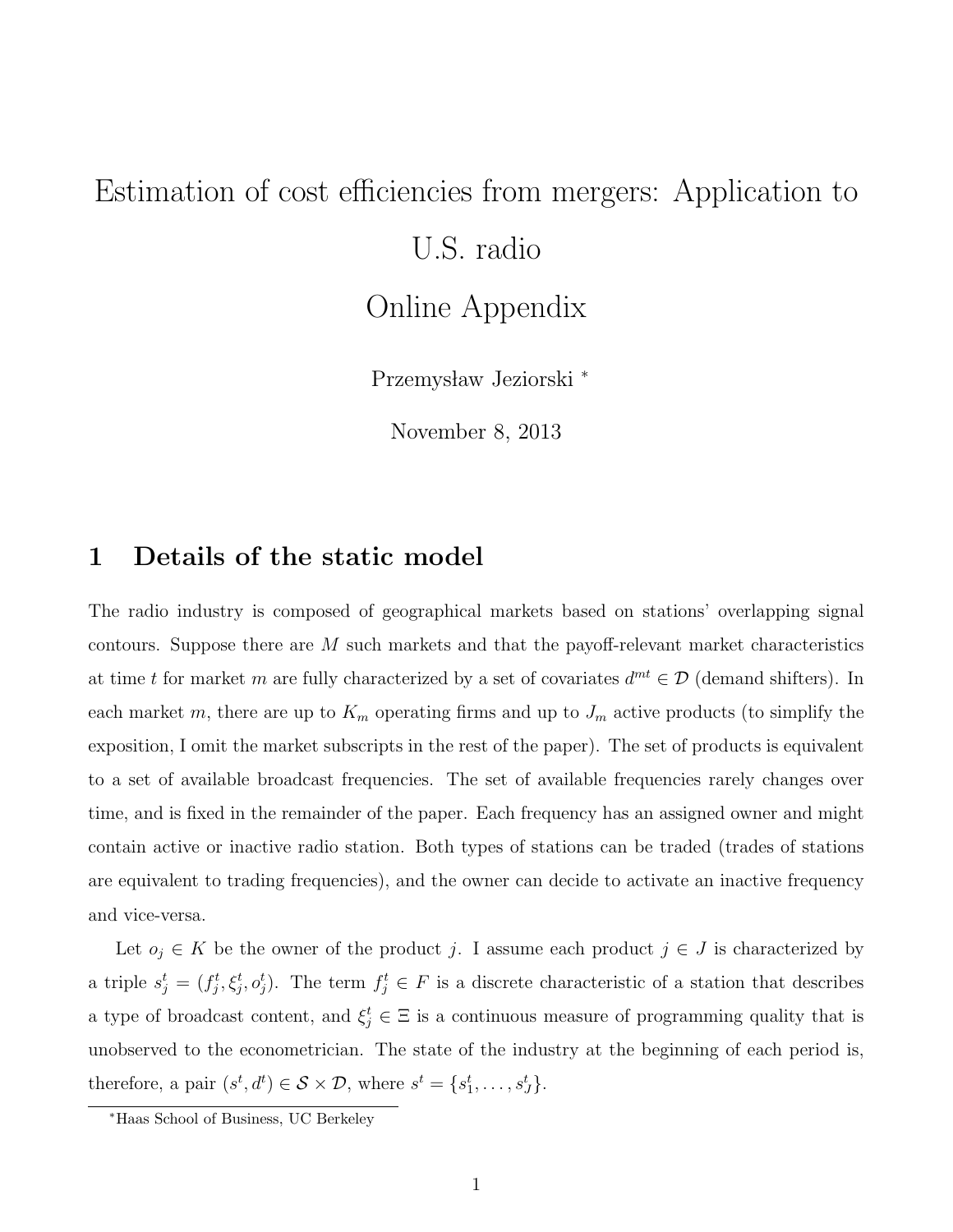# Estimation of cost efficiencies from mergers: Application to U.S. radio

# Online Appendix

Przemysław Jeziorski [*]

November 8, 2013

## 1 Details of the static model

The radio industry is composed of geographical markets based on stations' overlapping signal contours. Suppose there are $M$ such markets and that the payoff-relevant market characteristics at time $t$ for market $m$ are fully characterized by a set of covariates $d^{mt} \in \mathcal{D}$ (demand shifters). In each market $m$, there are up to $K_m$ operating firms and up to $J_m$ active products (to simplify the exposition, I omit the market subscripts in the rest of the paper). The set of products is equivalent to a set of available broadcast frequencies. The set of available frequencies rarely changes over time, and is fixed in the remainder of the paper. Each frequency has an assigned owner and might contain active or inactive radio station. Both types of stations can be traded (trades of stations are equivalent to trading frequencies), and the owner can decide to activate an inactive frequency and vice-versa.

Let $o_j \in K$ be the owner of the product $j$. I assume each product $j \in J$ is characterized by a triple $s_j^t = (f_j^t, \xi_j^t, o_j^t)$. The term $f_j^t \in F$ is a discrete characteristic of a station that describes a type of broadcast content, and $\xi_j^t \in \Xi$ is a continuous measure of programming quality that is unobserved to the econometrician. The state of the industry at the beginning of each period is, therefore, a pair $(s^t, d^t) \in \mathcal{S} \times \mathcal{D}$, where $s^t = \{s_1^t, \ldots, s_J^t\}$.

[*] Haas School of Business, UC Berkeley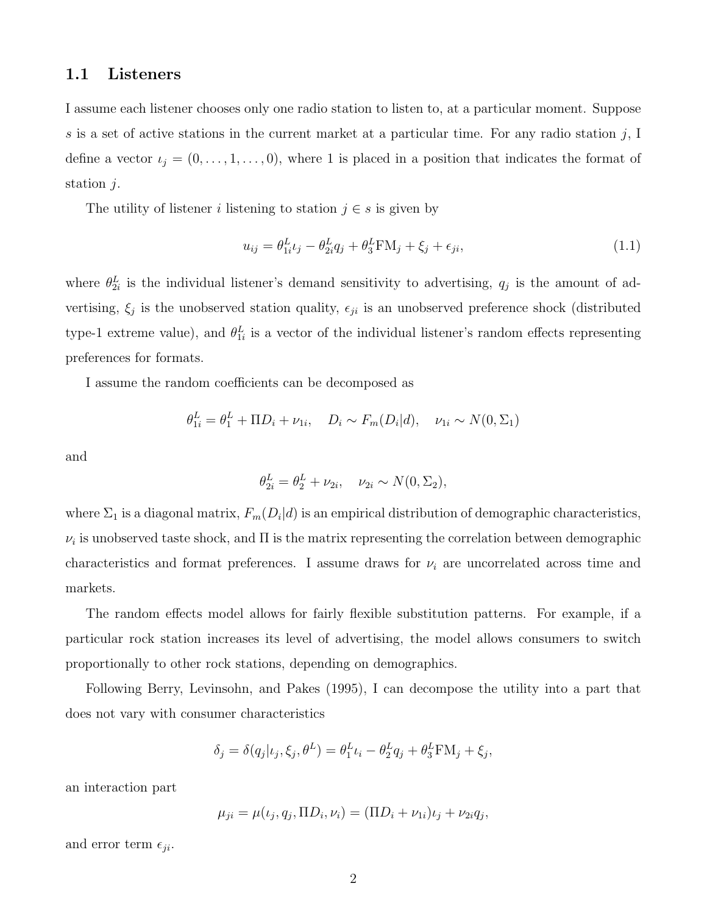## 1.1 Listeners

I assume each listener chooses only one radio station to listen to, at a particular moment. Suppose $s$ is a set of active stations in the current market at a particular time. For any radio station $j$, I define a vector $\iota_j = (0, \ldots, 1, \ldots, 0)$, where 1 is placed in a position that indicates the format of station $j$.

The utility of listener $i$ listening to station $j \in s$ is given by

$$u_{ij} = \theta_{1i}^L \iota_j - \theta_{2i}^L q_j + \theta_3^L \text{FM}_j + \xi_j + \epsilon_{ji}, \tag{1.1}$$

where $\theta_{2i}^L$ is the individual listener's demand sensitivity to advertising, $q_j$ is the amount of advertising, $\xi_j$ is the unobserved station quality, $\epsilon_{ji}$ is an unobserved preference shock (distributed type-1 extreme value), and $\theta_{1i}^L$ is a vector of the individual listener's random effects representing preferences for formats.

I assume the random coefficients can be decomposed as

$$\theta_{1i}^L = \theta_1^L + \Pi D_i + \nu_{1i}, \quad D_i \sim F_m(D_i|d), \quad \nu_{1i} \sim N(0, \Sigma_1)$$

and

$$\theta_{2i}^L = \theta_2^L + \nu_{2i}, \quad \nu_{2i} \sim N(0, \Sigma_2),$$

where $\Sigma_1$ is a diagonal matrix, $F_m(D_i|d)$ is an empirical distribution of demographic characteristics, $\nu_i$ is unobserved taste shock, and $\Pi$ is the matrix representing the correlation between demographic characteristics and format preferences. I assume draws for $\nu_i$ are uncorrelated across time and markets.

The random effects model allows for fairly flexible substitution patterns. For example, if a particular rock station increases its level of advertising, the model allows consumers to switch proportionally to other rock stations, depending on demographics.

Following Berry, Levinsohn, and Pakes (1995), I can decompose the utility into a part that does not vary with consumer characteristics

$$\delta_j = \delta(q_j|\iota_j, \xi_j, \theta^L) = \theta_1^L \iota_i - \theta_2^L q_j + \theta_3^L \text{FM}_j + \xi_j,$$

an interaction part

$$\mu_{ji} = \mu(\iota_j, q_j, \Pi D_i, \nu_i) = (\Pi D_i + \nu_{1i})\iota_j + \nu_{2i} q_j,$$

and error term $\epsilon_{ji}$.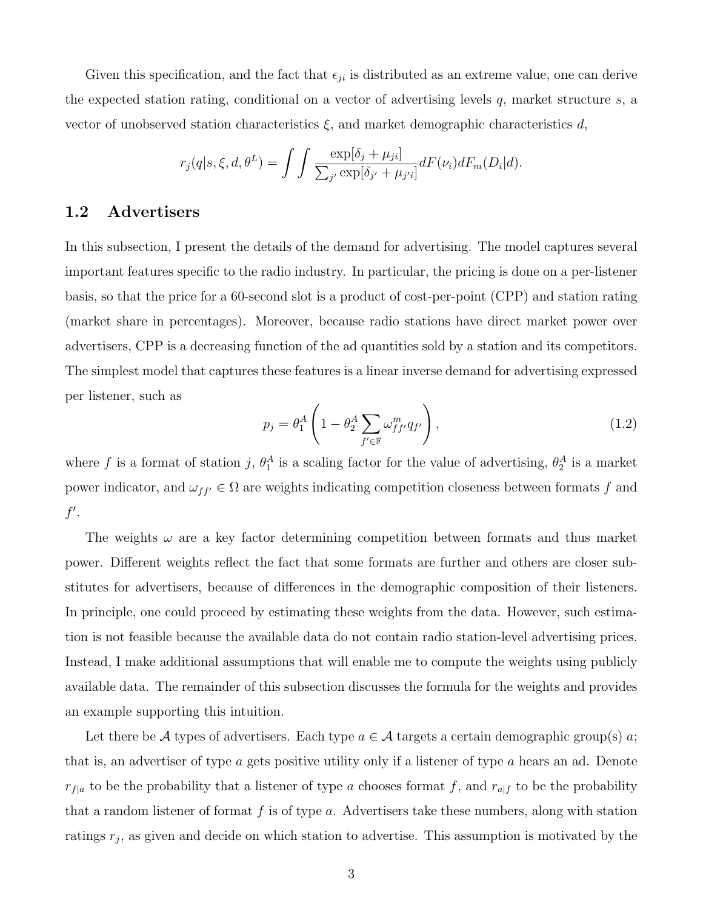Given this specification, and the fact that $\epsilon_{ji}$ is distributed as an extreme value, one can derive the expected station rating, conditional on a vector of advertising levels $q$, market structure $s$, a vector of unobserved station characteristics $\xi$, and market demographic characteristics $d$,

$$r_j(q|s, \xi, d, \theta^L) = \int \int \frac{\exp[\delta_j + \mu_{ji}]}{\sum_{j'} \exp[\delta_{j'} + \mu_{j'i}]} dF(\nu_i) dF_m(D_i|d).$$

## 1.2 Advertisers

In this subsection, I present the details of the demand for advertising. The model captures several important features specific to the radio industry. In particular, the pricing is done on a per-listener basis, so that the price for a 60-second slot is a product of cost-per-point (CPP) and station rating (market share in percentages). Moreover, because radio stations have direct market power over advertisers, CPP is a decreasing function of the ad quantities sold by a station and its competitors. The simplest model that captures these features is a linear inverse demand for advertising expressed per listener, such as

$$p_j = \theta_1^A \left( 1 - \theta_2^A \sum_{f' \in \mathbb{F}} \omega_{ff'}^m q_{f'} \right), \tag{1.2}$$

where $f$ is a format of station $j$, $\theta_1^A$ is a scaling factor for the value of advertising, $\theta_2^A$ is a market power indicator, and $\omega_{ff'} \in \Omega$ are weights indicating competition closeness between formats $f$ and $f'$.

The weights $\omega$ are a key factor determining competition between formats and thus market power. Different weights reflect the fact that some formats are further and others are closer substitutes for advertisers, because of differences in the demographic composition of their listeners. In principle, one could proceed by estimating these weights from the data. However, such estimation is not feasible because the available data do not contain radio station-level advertising prices. Instead, I make additional assumptions that will enable me to compute the weights using publicly available data. The remainder of this subsection discusses the formula for the weights and provides an example supporting this intuition.

Let there be $\mathcal{A}$ types of advertisers. Each type $a \in \mathcal{A}$ targets a certain demographic group(s) $a$; that is, an advertiser of type $a$ gets positive utility only if a listener of type $a$ hears an ad. Denote $r_{f|a}$ to be the probability that a listener of type $a$ chooses format $f$, and $r_{a|f}$ to be the probability that a random listener of format $f$ is of type $a$. Advertisers take these numbers, along with station ratings $r_j$, as given and decide on which station to advertise. This assumption is motivated by the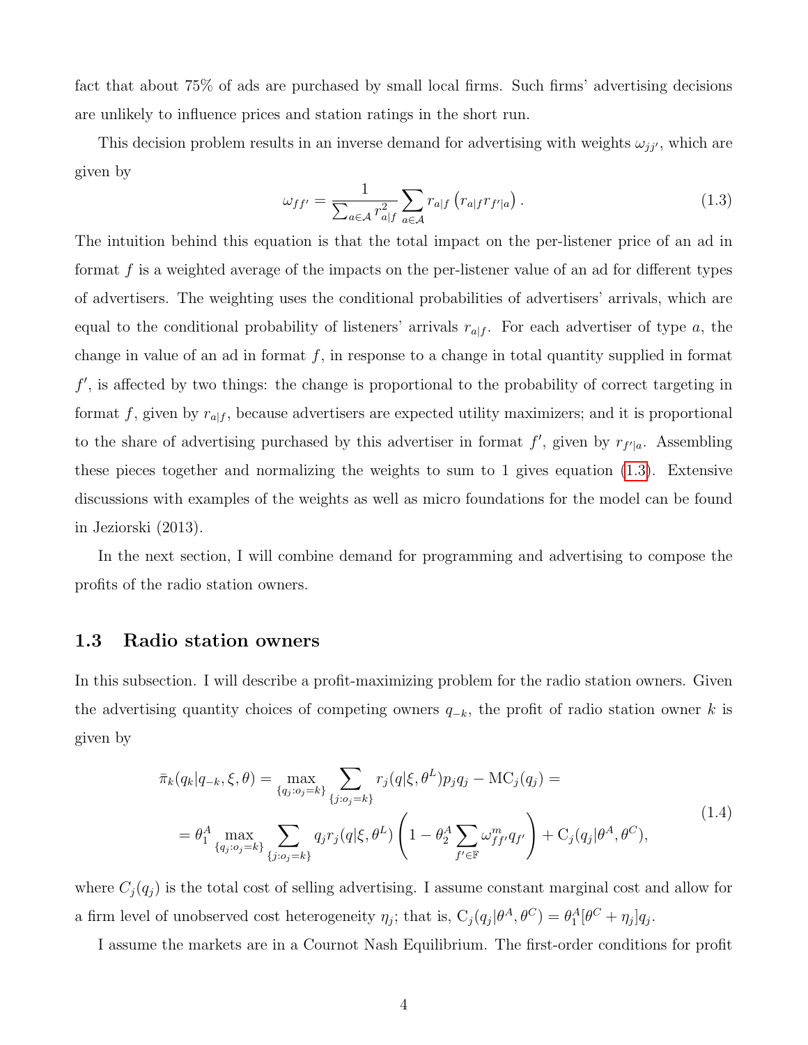fact that about 75% of ads are purchased by small local firms. Such firms' advertising decisions are unlikely to influence prices and station ratings in the short run.

This decision problem results in an inverse demand for advertising with weights $\omega_{jj'}$, which are given by

$$\omega_{ff'} = \frac{1}{\sum_{a \in \mathcal{A}} r_{a|f}^2} \sum_{a \in \mathcal{A}} r_{a|f} \left( r_{a|f} r_{f'|a} \right). \tag{1.3}$$

The intuition behind this equation is that the total impact on the per-listener price of an ad in format $f$ is a weighted average of the impacts on the per-listener value of an ad for different types of advertisers. The weighting uses the conditional probabilities of advertisers' arrivals, which are equal to the conditional probability of listeners' arrivals $r_{a|f}$. For each advertiser of type $a$, the change in value of an ad in format $f$, in response to a change in total quantity supplied in format $f'$, is affected by two things: the change is proportional to the probability of correct targeting in format $f$, given by $r_{a|f}$, because advertisers are expected utility maximizers; and it is proportional to the share of advertising purchased by this advertiser in format $f'$, given by $r_{f'|a}$. Assembling these pieces together and normalizing the weights to sum to 1 gives equation (1.3). Extensive discussions with examples of the weights as well as micro foundations for the model can be found in Jeziorski (2013).

In the next section, I will combine demand for programming and advertising to compose the profits of the radio station owners.

### 1.3 Radio station owners

In this subsection. I will describe a profit-maximizing problem for the radio station owners. Given the advertising quantity choices of competing owners $q_{-k}$, the profit of radio station owner $k$ is given by

$$\begin{aligned}
\bar{\pi}_k(q_k | q_{-k}, \xi, \theta) &= \max_{\{q_j : o_j = k\}} \sum_{\{j : o_j = k\}} r_j(q | \xi, \theta^L) p_j q_j - \mathrm{MC}_j(q_j) = \\
&= \theta_1^A \max_{\{q_j : o_j = k\}} \sum_{\{j : o_j = k\}} q_j r_j(q | \xi, \theta^L) \left( 1 - \theta_2^A \sum_{f' \in \mathbb{F}} \omega_{ff'}^m q_{f'} \right) + \mathrm{C}_j(q_j | \theta^A, \theta^C),
\end{aligned} \tag{1.4}$$

where $C_j(q_j)$ is the total cost of selling advertising. I assume constant marginal cost and allow for a firm level of unobserved cost heterogeneity $\eta_j$; that is, $\mathrm{C}_j(q_j | \theta^A, \theta^C) = \theta_1^A [\theta^C + \eta_j] q_j$.

I assume the markets are in a Cournot Nash Equilibrium. The first-order conditions for profit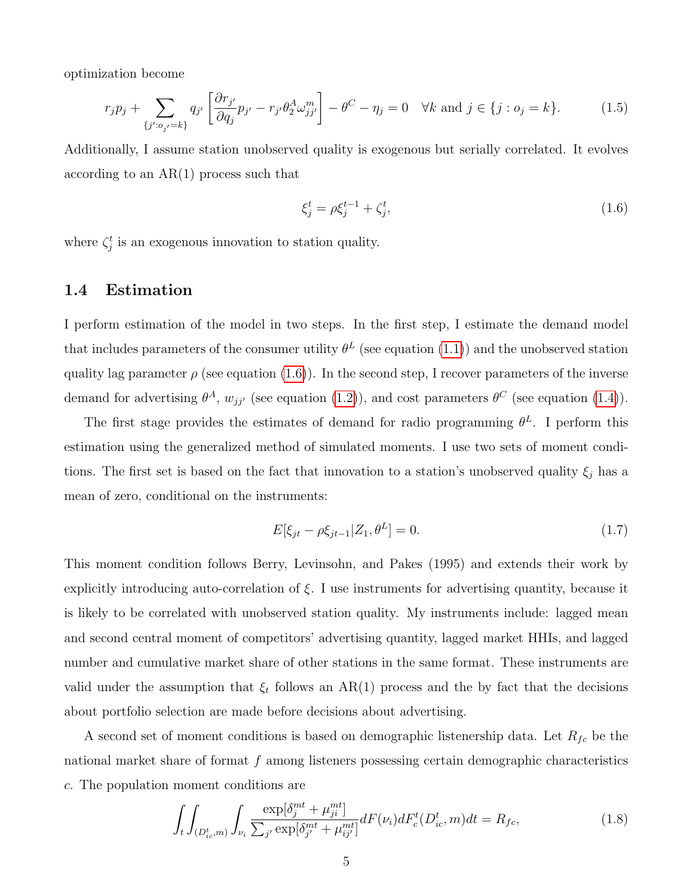optimization become

$$r_j p_j + \sum_{\{j':o_{j'}=k\}} q_{j'} \left[ \frac{\partial r_{j'}}{\partial q_j} p_{j'} - r_{j'} \theta_2^A \omega_{jj'}^m \right] - \theta^C - \eta_j = 0 \quad \forall k \text{ and } j \in \{j : o_j = k\}. \tag{1.5}$$

Additionally, I assume station unobserved quality is exogenous but serially correlated. It evolves according to an AR(1) process such that

$$\xi_j^t = \rho \xi_j^{t-1} + \zeta_j^t, \tag{1.6}$$

where $\zeta_j^t$ is an exogenous innovation to station quality.

## 1.4 Estimation

I perform estimation of the model in two steps. In the first step, I estimate the demand model that includes parameters of the consumer utility $\theta^L$ (see equation (1.1)) and the unobserved station quality lag parameter $\rho$ (see equation (1.6)). In the second step, I recover parameters of the inverse demand for advertising $\theta^A$, $w_{jj'}$ (see equation (1.2)), and cost parameters $\theta^C$ (see equation (1.4)).

The first stage provides the estimates of demand for radio programming $\theta^L$. I perform this estimation using the generalized method of simulated moments. I use two sets of moment conditions. The first set is based on the fact that innovation to a station's unobserved quality $\xi_j$ has a mean of zero, conditional on the instruments:

$$E[\xi_{jt} - \rho \xi_{jt-1} | Z_1, \theta^L] = 0. \tag{1.7}$$

This moment condition follows Berry, Levinsohn, and Pakes (1995) and extends their work by explicitly introducing auto-correlation of $\xi$. I use instruments for advertising quantity, because it is likely to be correlated with unobserved station quality. My instruments include: lagged mean and second central moment of competitors' advertising quantity, lagged market HHIs, and lagged number and cumulative market share of other stations in the same format. These instruments are valid under the assumption that $\xi_t$ follows an AR(1) process and the by fact that the decisions about portfolio selection are made before decisions about advertising.

A second set of moment conditions is based on demographic listenership data. Let $R_{fc}$ be the national market share of format $f$ among listeners possessing certain demographic characteristics $c$. The population moment conditions are

$$\int_t \int_{(D_{ic}^t, m)} \int_{\nu_i} \frac{\exp[\delta_j^{mt} + \mu_{ji}^{mt}]}{\sum_{j'} \exp[\delta_{j'}^{mt} + \mu_{ij'}^{mt}]} dF(\nu_i) dF_c^t(D_{ic}^t, m) dt = R_{fc}, \tag{1.8}$$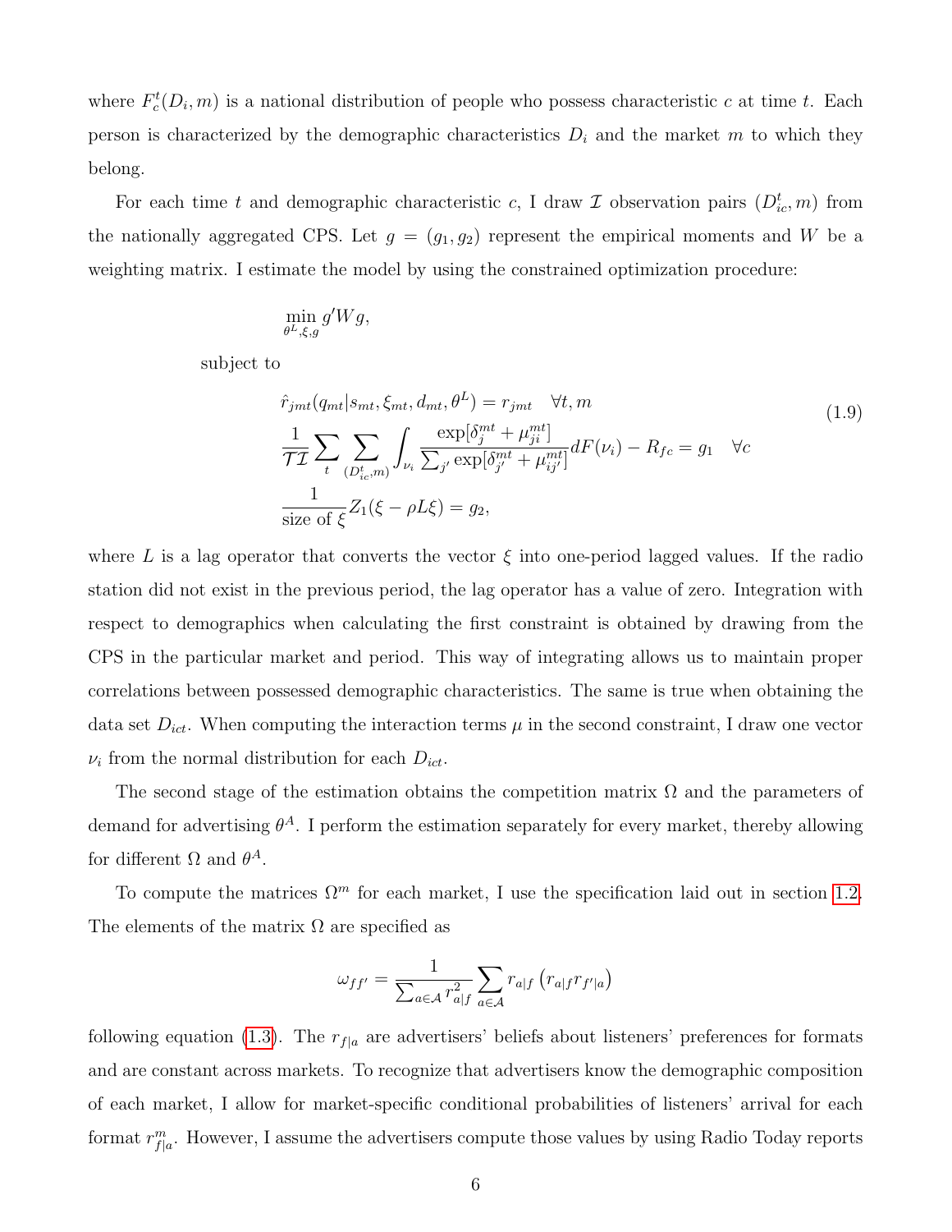where $F_c^t(D_i, m)$ is a national distribution of people who possess characteristic $c$ at time $t$. Each person is characterized by the demographic characteristics $D_i$ and the market $m$ to which they belong.

For each time $t$ and demographic characteristic $c$, I draw $\mathcal{I}$ observation pairs $(D_{ic}^t, m)$ from the nationally aggregated CPS. Let $g = (g_1, g_2)$ represent the empirical moments and $W$ be a weighting matrix. I estimate the model by using the constrained optimization procedure:

$$\min_{\theta^L, \xi, g} g' W g,$$

subject to

$$
\begin{aligned}
&\hat{r}_{jmt}(q_{mt}|s_{mt}, \xi_{mt}, d_{mt}, \theta^L) = r_{jmt} \quad \forall t, m \\
&\frac{1}{\mathcal{T}\mathcal{I}} \sum_t \sum_{(D_{ic}^t, m)} \int_{\nu_i} \frac{\exp[\delta_j^{mt} + \mu_{ji}^{mt}]}{\sum_{j'} \exp[\delta_{j'}^{mt} + \mu_{ij'}^{mt}]} dF(\nu_i) - R_{fc} = g_1 \quad \forall c \\
&\frac{1}{\text{size of } \xi} Z_1(\xi - \rho L \xi) = g_2,
\end{aligned}
\tag{1.9}
$$

where $L$ is a lag operator that converts the vector $\xi$ into one-period lagged values. If the radio station did not exist in the previous period, the lag operator has a value of zero. Integration with respect to demographics when calculating the first constraint is obtained by drawing from the CPS in the particular market and period. This way of integrating allows us to maintain proper correlations between possessed demographic characteristics. The same is true when obtaining the data set $D_{ict}$. When computing the interaction terms $\mu$ in the second constraint, I draw one vector $\nu_i$ from the normal distribution for each $D_{ict}$.

The second stage of the estimation obtains the competition matrix $\Omega$ and the parameters of demand for advertising $\theta^A$. I perform the estimation separately for every market, thereby allowing for different $\Omega$ and $\theta^A$.

To compute the matrices $\Omega^m$ for each market, I use the specification laid out in section 1.2. The elements of the matrix $\Omega$ are specified as

$$\omega_{ff'} = \frac{1}{\sum_{a \in \mathcal{A}} r_{a|f}^2} \sum_{a \in \mathcal{A}} r_{a|f} \left( r_{a|f} r_{f'|a} \right)$$

following equation (1.3). The $r_{f|a}$ are advertisers' beliefs about listeners' preferences for formats and are constant across markets. To recognize that advertisers know the demographic composition of each market, I allow for market-specific conditional probabilities of listeners' arrival for each format $r_{f|a}^m$. However, I assume the advertisers compute those values by using Radio Today reports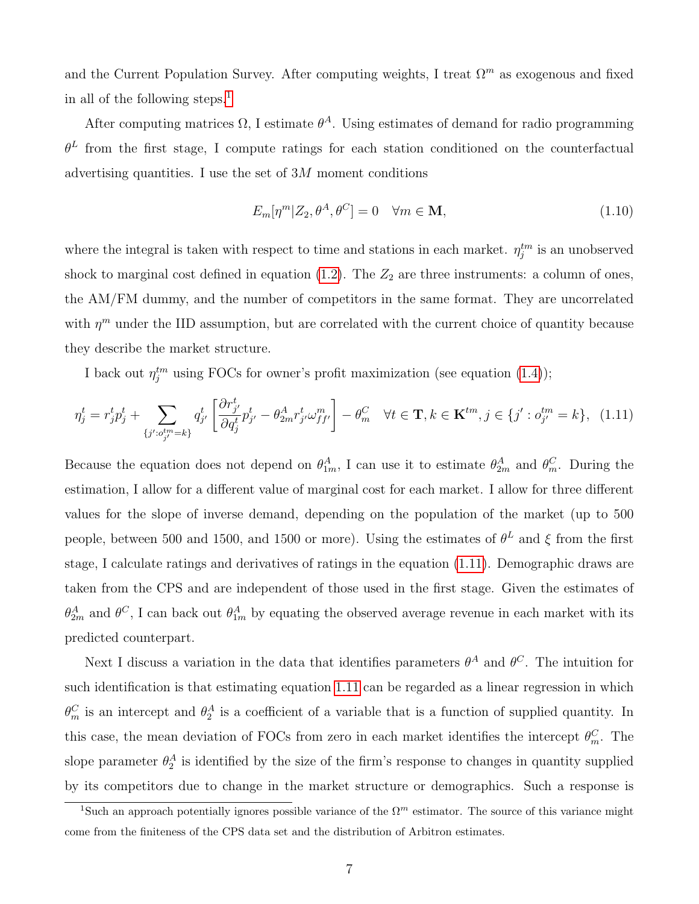and the Current Population Survey. After computing weights, I treat $\Omega^m$ as exogenous and fixed in all of the following steps.[1]

After computing matrices $\Omega$, I estimate $\theta^A$. Using estimates of demand for radio programming $\theta^L$ from the first stage, I compute ratings for each station conditioned on the counterfactual advertising quantities. I use the set of $3M$ moment conditions

$$E_m[\eta^m | Z_2, \theta^A, \theta^C] = 0 \quad \forall m \in \mathbf{M}, \tag{1.10}$$

where the integral is taken with respect to time and stations in each market. $\eta_j^{tm}$ is an unobserved shock to marginal cost defined in equation (1.2). The $Z_2$ are three instruments: a column of ones, the AM/FM dummy, and the number of competitors in the same format. They are uncorrelated with $\eta^m$ under the IID assumption, but are correlated with the current choice of quantity because they describe the market structure.

I back out $\eta_j^{tm}$ using FOCs for owner's profit maximization (see equation (1.4));

$$\eta_j^t = r_j^t p_j^t + \sum_{\{j' : o_{j'}^{tm} = k\}} q_{j'}^t \left[ \frac{\partial r_{j'}^t}{\partial q_j^t} p_{j'}^t - \theta_{2m}^A r_{j'}^t \omega_{ff'}^m \right] - \theta_m^C \quad \forall t \in \mathbf{T}, k \in \mathbf{K}^{tm}, j \in \{j' : o_{j'}^{tm} = k\}, \tag{1.11}$$

Because the equation does not depend on $\theta_{1m}^A$, I can use it to estimate $\theta_{2m}^A$ and $\theta_m^C$. During the estimation, I allow for a different value of marginal cost for each market. I allow for three different values for the slope of inverse demand, depending on the population of the market (up to 500 people, between 500 and 1500, and 1500 or more). Using the estimates of $\theta^L$ and $\xi$ from the first stage, I calculate ratings and derivatives of ratings in the equation (1.11). Demographic draws are taken from the CPS and are independent of those used in the first stage. Given the estimates of $\theta_{2m}^A$ and $\theta^C$, I can back out $\theta_{1m}^A$ by equating the observed average revenue in each market with its predicted counterpart.

Next I discuss a variation in the data that identifies parameters $\theta^A$ and $\theta^C$. The intuition for such identification is that estimating equation 1.11 can be regarded as a linear regression in which $\theta_m^C$ is an intercept and $\theta_2^A$ is a coefficient of a variable that is a function of supplied quantity. In this case, the mean deviation of FOCs from zero in each market identifies the intercept $\theta_m^C$. The slope parameter $\theta_2^A$ is identified by the size of the firm's response to changes in quantity supplied by its competitors due to change in the market structure or demographics. Such a response is

[1] Such an approach potentially ignores possible variance of the $\Omega^m$ estimator. The source of this variance might come from the finiteness of the CPS data set and the distribution of Arbitron estimates.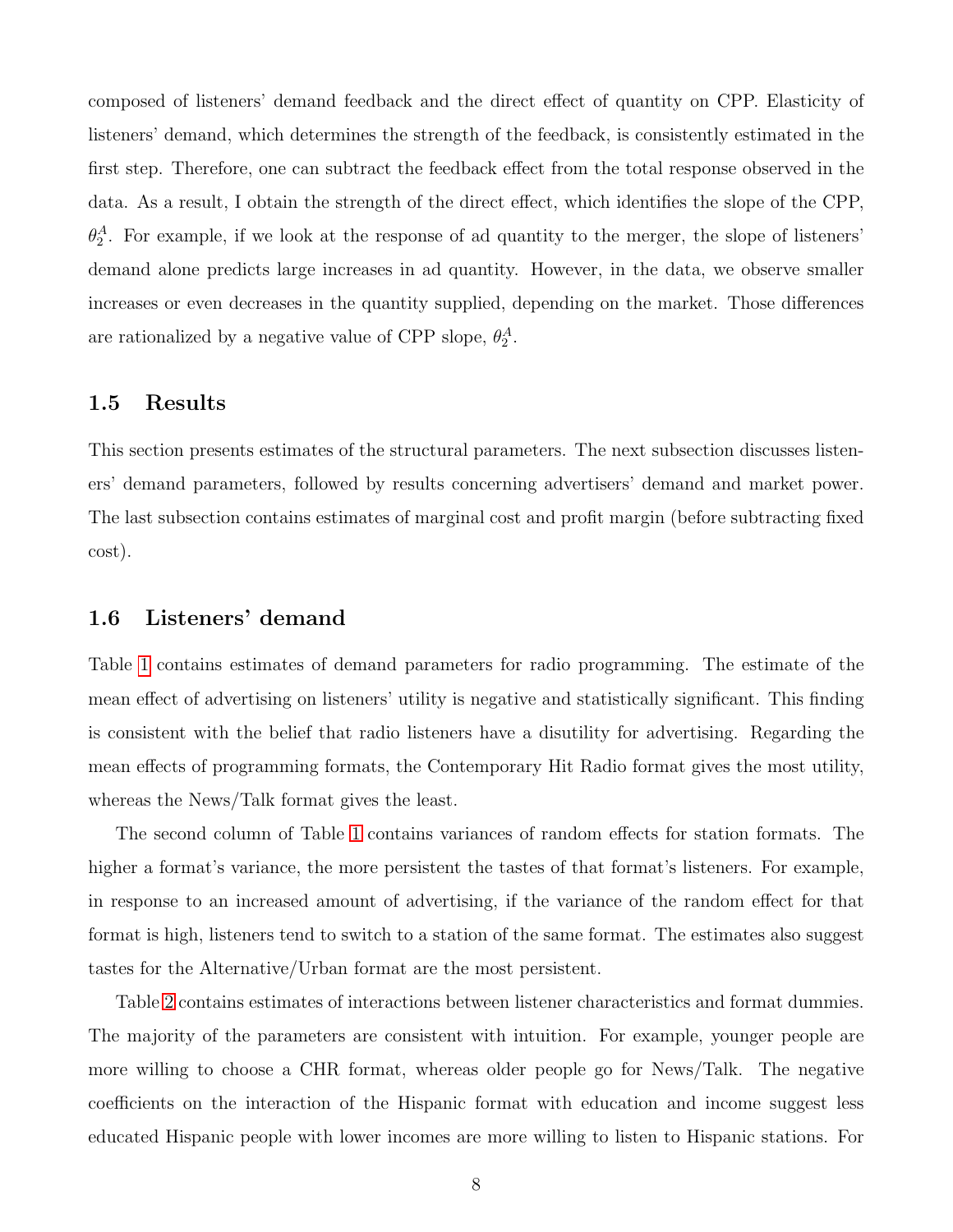composed of listeners' demand feedback and the direct effect of quantity on CPP. Elasticity of listeners' demand, which determines the strength of the feedback, is consistently estimated in the first step. Therefore, one can subtract the feedback effect from the total response observed in the data. As a result, I obtain the strength of the direct effect, which identifies the slope of the CPP, $\theta_2^A$. For example, if we look at the response of ad quantity to the merger, the slope of listeners' demand alone predicts large increases in ad quantity. However, in the data, we observe smaller increases or even decreases in the quantity supplied, depending on the market. Those differences are rationalized by a negative value of CPP slope, $\theta_2^A$.

## 1.5 Results

This section presents estimates of the structural parameters. The next subsection discusses listeners' demand parameters, followed by results concerning advertisers' demand and market power. The last subsection contains estimates of marginal cost and profit margin (before subtracting fixed cost).

## 1.6 Listeners' demand

Table 1 contains estimates of demand parameters for radio programming. The estimate of the mean effect of advertising on listeners' utility is negative and statistically significant. This finding is consistent with the belief that radio listeners have a disutility for advertising. Regarding the mean effects of programming formats, the Contemporary Hit Radio format gives the most utility, whereas the News/Talk format gives the least.

The second column of Table 1 contains variances of random effects for station formats. The higher a format's variance, the more persistent the tastes of that format's listeners. For example, in response to an increased amount of advertising, if the variance of the random effect for that format is high, listeners tend to switch to a station of the same format. The estimates also suggest tastes for the Alternative/Urban format are the most persistent.

Table 2 contains estimates of interactions between listener characteristics and format dummies. The majority of the parameters are consistent with intuition. For example, younger people are more willing to choose a CHR format, whereas older people go for News/Talk. The negative coefficients on the interaction of the Hispanic format with education and income suggest less educated Hispanic people with lower incomes are more willing to listen to Hispanic stations. For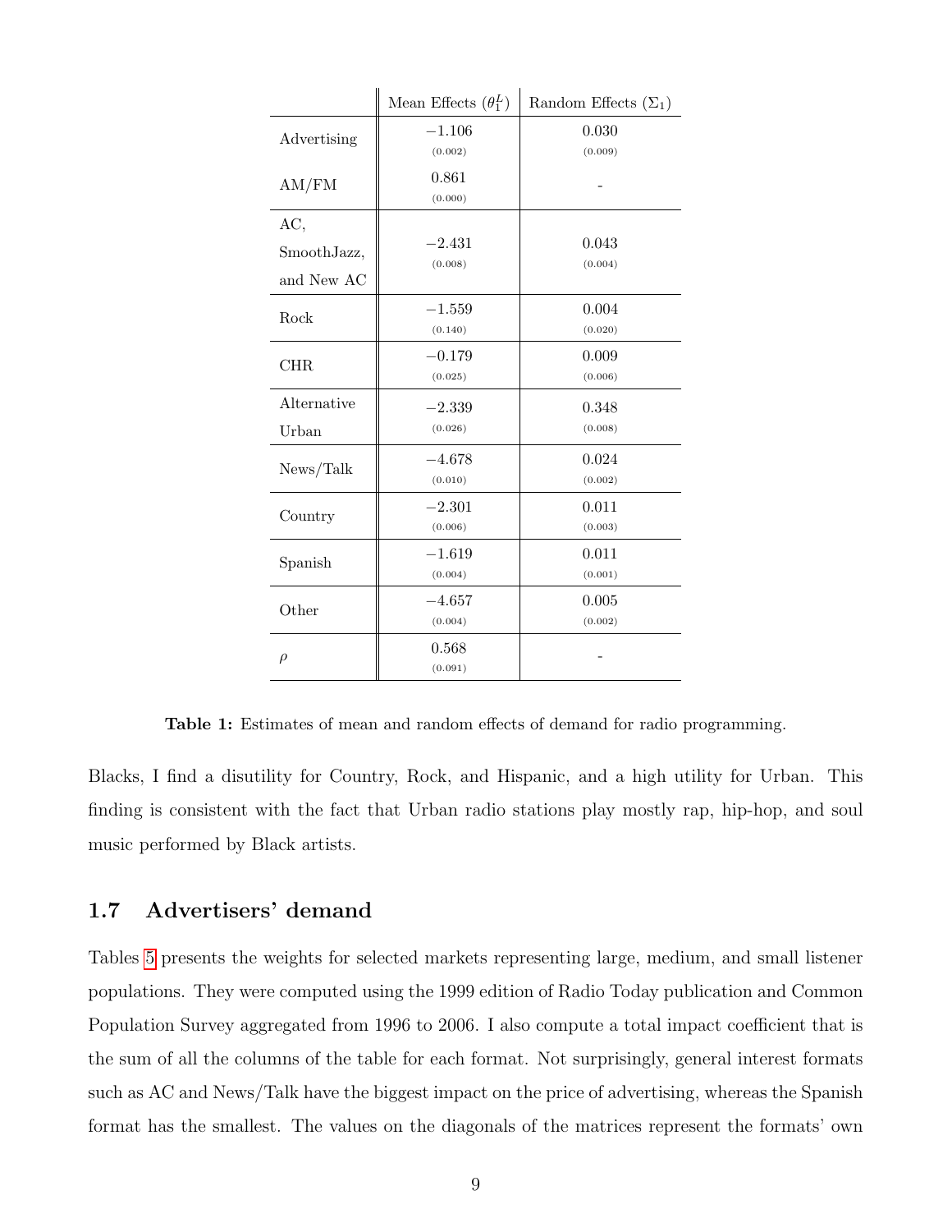| | Mean Effects ($\theta_1^L$) | Random Effects ($\Sigma_1$) |
|---|---|---|
| Advertising | $-1.106$ (0.002) | 0.030 (0.009) |
| AM/FM | 0.861 (0.000) | - |
| AC, SmoothJazz, and New AC | $-2.431$ (0.008) | 0.043 (0.004) |
| Rock | $-1.559$ (0.140) | 0.004 (0.020) |
| CHR | $-0.179$ (0.025) | 0.009 (0.006) |
| Alternative Urban | $-2.339$ (0.026) | 0.348 (0.008) |
| News/Talk | $-4.678$ (0.010) | 0.024 (0.002) |
| Country | $-2.301$ (0.006) | 0.011 (0.003) |
| Spanish | $-1.619$ (0.004) | 0.011 (0.001) |
| Other | $-4.657$ (0.004) | 0.005 (0.002) |
| $\rho$ | 0.568 (0.091) | - |

**Table 1:** Estimates of mean and random effects of demand for radio programming.

Blacks, I find a disutility for Country, Rock, and Hispanic, and a high utility for Urban. This finding is consistent with the fact that Urban radio stations play mostly rap, hip-hop, and soul music performed by Black artists.

## 1.7 Advertisers' demand

Tables 5 presents the weights for selected markets representing large, medium, and small listener populations. They were computed using the 1999 edition of Radio Today publication and Common Population Survey aggregated from 1996 to 2006. I also compute a total impact coefficient that is the sum of all the columns of the table for each format. Not surprisingly, general interest formats such as AC and News/Talk have the biggest impact on the price of advertising, whereas the Spanish format has the smallest. The values on the diagonals of the matrices represent the formats' own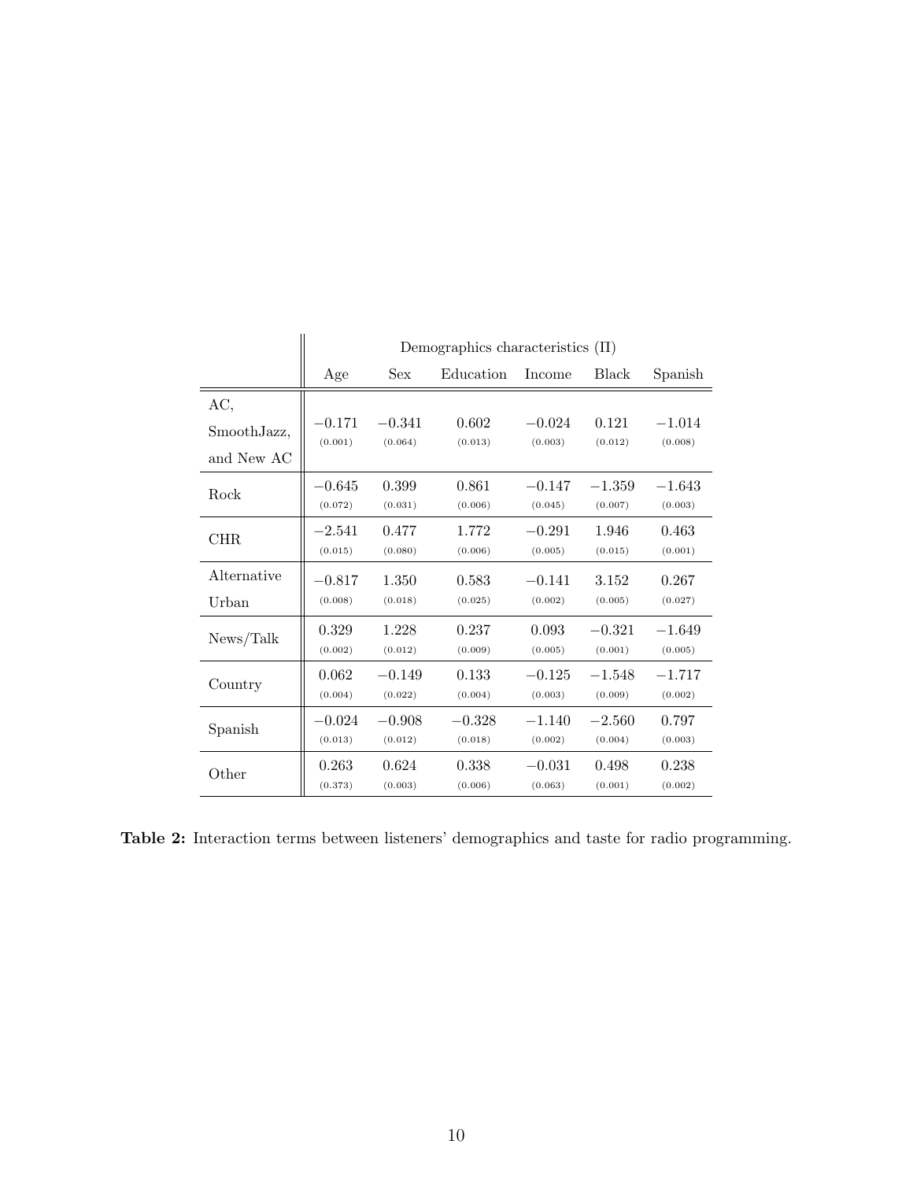| | Demographics characteristics (Π) | | | | | |
|---|---|---|---|---|---|---|
| | Age | Sex | Education | Income | Black | Spanish |
| AC, SmoothJazz, and New AC | −0.171 (0.001) | −0.341 (0.064) | 0.602 (0.013) | −0.024 (0.003) | 0.121 (0.012) | −1.014 (0.008) |
| Rock | −0.645 (0.072) | 0.399 (0.031) | 0.861 (0.006) | −0.147 (0.045) | −1.359 (0.007) | −1.643 (0.003) |
| CHR | −2.541 (0.015) | 0.477 (0.080) | 1.772 (0.006) | −0.291 (0.005) | 1.946 (0.015) | 0.463 (0.001) |
| Alternative Urban | −0.817 (0.008) | 1.350 (0.018) | 0.583 (0.025) | −0.141 (0.002) | 3.152 (0.005) | 0.267 (0.027) |
| News/Talk | 0.329 (0.002) | 1.228 (0.012) | 0.237 (0.009) | 0.093 (0.005) | −0.321 (0.001) | −1.649 (0.005) |
| Country | 0.062 (0.004) | −0.149 (0.022) | 0.133 (0.004) | −0.125 (0.003) | −1.548 (0.009) | −1.717 (0.002) |
| Spanish | −0.024 (0.013) | −0.908 (0.012) | −0.328 (0.018) | −1.140 (0.002) | −2.560 (0.004) | 0.797 (0.003) |
| Other | 0.263 (0.373) | 0.624 (0.003) | 0.338 (0.006) | −0.031 (0.063) | 0.498 (0.001) | 0.238 (0.002) |

**Table 2:** Interaction terms between listeners' demographics and taste for radio programming.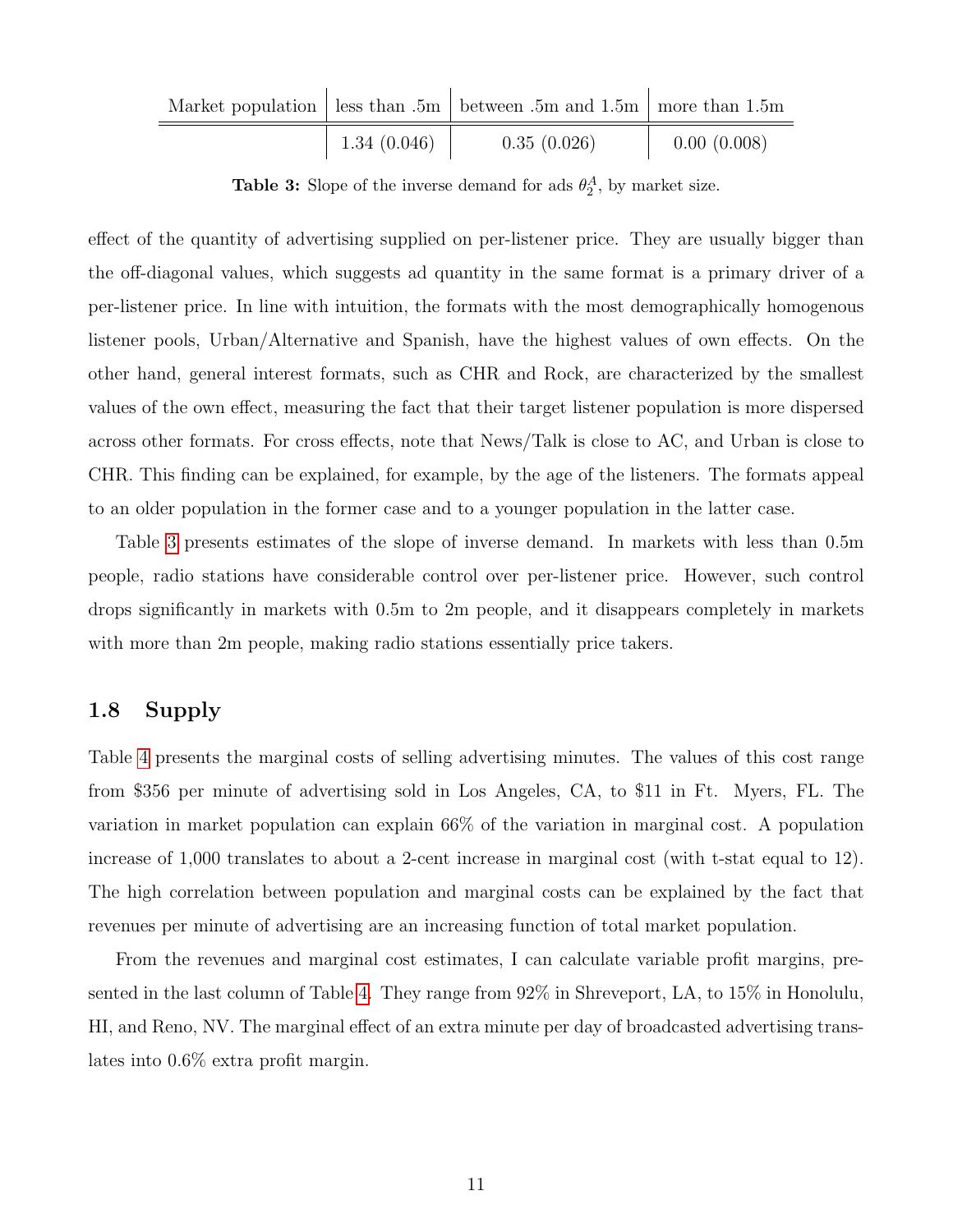| Market population | less than .5m | between .5m and 1.5m | more than 1.5m |
|---|---|---|---|
| | 1.34 (0.046) | 0.35 (0.026) | 0.00 (0.008) |

**Table 3:** Slope of the inverse demand for ads $\theta_2^A$, by market size.

effect of the quantity of advertising supplied on per-listener price. They are usually bigger than the off-diagonal values, which suggests ad quantity in the same format is a primary driver of a per-listener price. In line with intuition, the formats with the most demographically homogenous listener pools, Urban/Alternative and Spanish, have the highest values of own effects. On the other hand, general interest formats, such as CHR and Rock, are characterized by the smallest values of the own effect, measuring the fact that their target listener population is more dispersed across other formats. For cross effects, note that News/Talk is close to AC, and Urban is close to CHR. This finding can be explained, for example, by the age of the listeners. The formats appeal to an older population in the former case and to a younger population in the latter case.

Table 3 presents estimates of the slope of inverse demand. In markets with less than 0.5m people, radio stations have considerable control over per-listener price. However, such control drops significantly in markets with 0.5m to 2m people, and it disappears completely in markets with more than 2m people, making radio stations essentially price takers.

## 1.8 Supply

Table 4 presents the marginal costs of selling advertising minutes. The values of this cost range from $356 per minute of advertising sold in Los Angeles, CA, to $11 in Ft. Myers, FL. The variation in market population can explain 66% of the variation in marginal cost. A population increase of 1,000 translates to about a 2-cent increase in marginal cost (with t-stat equal to 12). The high correlation between population and marginal costs can be explained by the fact that revenues per minute of advertising are an increasing function of total market population.

From the revenues and marginal cost estimates, I can calculate variable profit margins, presented in the last column of Table 4. They range from 92% in Shreveport, LA, to 15% in Honolulu, HI, and Reno, NV. The marginal effect of an extra minute per day of broadcasted advertising translates into 0.6% extra profit margin.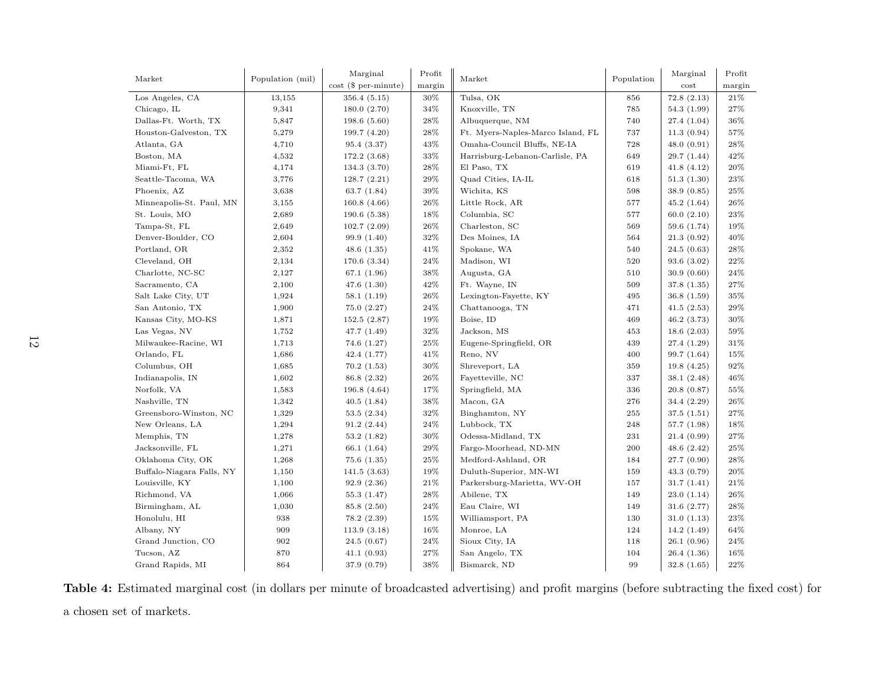| Market | Population (mil) | Marginal cost ($ per-minute) | Profit margin | Market | Population | Marginal cost | Profit margin |
|---|---|---|---|---|---|---|---|
| Los Angeles, CA | 13,155 | 356.4 (5.15) | 30% | Tulsa, OK | 856 | 72.8 (2.13) | 21% |
| Chicago, IL | 9,341 | 180.0 (2.70) | 34% | Knoxville, TN | 785 | 54.3 (1.99) | 27% |
| Dallas-Ft. Worth, TX | 5,847 | 198.6 (5.60) | 28% | Albuquerque, NM | 740 | 27.4 (1.04) | 36% |
| Houston-Galveston, TX | 5,279 | 199.7 (4.20) | 28% | Ft. Myers-Naples-Marco Island, FL | 737 | 11.3 (0.94) | 57% |
| Atlanta, GA | 4,710 | 95.4 (3.37) | 43% | Omaha-Council Bluffs, NE-IA | 728 | 48.0 (0.91) | 28% |
| Boston, MA | 4,532 | 172.2 (3.68) | 33% | Harrisburg-Lebanon-Carlisle, PA | 649 | 29.7 (1.44) | 42% |
| Miami-Ft, FL | 4,174 | 134.3 (3.70) | 28% | El Paso, TX | 619 | 41.8 (4.12) | 20% |
| Seattle-Tacoma, WA | 3,776 | 128.7 (2.21) | 29% | Quad Cities, IA-IL | 618 | 51.3 (1.30) | 23% |
| Phoenix, AZ | 3,638 | 63.7 (1.84) | 39% | Wichita, KS | 598 | 38.9 (0.85) | 25% |
| Minneapolis-St. Paul, MN | 3,155 | 160.8 (4.66) | 26% | Little Rock, AR | 577 | 45.2 (1.64) | 26% |
| St. Louis, MO | 2,689 | 190.6 (5.38) | 18% | Columbia, SC | 577 | 60.0 (2.10) | 23% |
| Tampa-St, FL | 2,649 | 102.7 (2.09) | 26% | Charleston, SC | 569 | 59.6 (1.74) | 19% |
| Denver-Boulder, CO | 2,604 | 99.9 (1.40) | 32% | Des Moines, IA | 564 | 21.3 (0.92) | 40% |
| Portland, OR | 2,352 | 48.6 (1.35) | 41% | Spokane, WA | 540 | 24.5 (0.63) | 28% |
| Cleveland, OH | 2,134 | 170.6 (3.34) | 24% | Madison, WI | 520 | 93.6 (3.02) | 22% |
| Charlotte, NC-SC | 2,127 | 67.1 (1.96) | 38% | Augusta, GA | 510 | 30.9 (0.60) | 24% |
| Sacramento, CA | 2,100 | 47.6 (1.30) | 42% | Ft. Wayne, IN | 509 | 37.8 (1.35) | 27% |
| Salt Lake City, UT | 1,924 | 58.1 (1.19) | 26% | Lexington-Fayette, KY | 495 | 36.8 (1.59) | 35% |
| San Antonio, TX | 1,900 | 75.0 (2.27) | 24% | Chattanooga, TN | 471 | 41.5 (2.53) | 29% |
| Kansas City, MO-KS | 1,871 | 152.5 (2.87) | 19% | Boise, ID | 469 | 46.2 (3.73) | 30% |
| Las Vegas, NV | 1,752 | 47.7 (1.49) | 32% | Jackson, MS | 453 | 18.6 (2.03) | 59% |
| Milwaukee-Racine, WI | 1,713 | 74.6 (1.27) | 25% | Eugene-Springfield, OR | 439 | 27.4 (1.29) | 31% |
| Orlando, FL | 1,686 | 42.4 (1.77) | 41% | Reno, NV | 400 | 99.7 (1.64) | 15% |
| Columbus, OH | 1,685 | 70.2 (1.53) | 30% | Shreveport, LA | 359 | 19.8 (4.25) | 92% |
| Indianapolis, IN | 1,602 | 86.8 (2.32) | 26% | Fayetteville, NC | 337 | 38.1 (2.48) | 46% |
| Norfolk, VA | 1,583 | 196.8 (4.64) | 17% | Springfield, MA | 336 | 20.8 (0.87) | 55% |
| Nashville, TN | 1,342 | 40.5 (1.84) | 38% | Macon, GA | 276 | 34.4 (2.29) | 26% |
| Greensboro-Winston, NC | 1,329 | 53.5 (2.34) | 32% | Binghamton, NY | 255 | 37.5 (1.51) | 27% |
| New Orleans, LA | 1,294 | 91.2 (2.44) | 24% | Lubbock, TX | 248 | 57.7 (1.98) | 18% |
| Memphis, TN | 1,278 | 53.2 (1.82) | 30% | Odessa-Midland, TX | 231 | 21.4 (0.99) | 27% |
| Jacksonville, FL | 1,271 | 66.1 (1.64) | 29% | Fargo-Moorhead, ND-MN | 200 | 48.6 (2.42) | 25% |
| Oklahoma City, OK | 1,268 | 75.6 (1.35) | 25% | Medford-Ashland, OR | 184 | 27.7 (0.90) | 28% |
| Buffalo-Niagara Falls, NY | 1,150 | 141.5 (3.63) | 19% | Duluth-Superior, MN-WI | 159 | 43.3 (0.79) | 20% |
| Louisville, KY | 1,100 | 92.9 (2.36) | 21% | Parkersburg-Marietta, WV-OH | 157 | 31.7 (1.41) | 21% |
| Richmond, VA | 1,066 | 55.3 (1.47) | 28% | Abilene, TX | 149 | 23.0 (1.14) | 26% |
| Birmingham, AL | 1,030 | 85.8 (2.50) | 24% | Eau Claire, WI | 149 | 31.6 (2.77) | 28% |
| Honolulu, HI | 938 | 78.2 (2.39) | 15% | Williamsport, PA | 130 | 31.0 (1.13) | 23% |
| Albany, NY | 909 | 113.9 (3.18) | 16% | Monroe, LA | 124 | 14.2 (1.49) | 64% |
| Grand Junction, CO | 902 | 24.5 (0.67) | 24% | Sioux City, IA | 118 | 26.1 (0.96) | 24% |
| Tucson, AZ | 870 | 41.1 (0.93) | 27% | San Angelo, TX | 104 | 26.4 (1.36) | 16% |
| Grand Rapids, MI | 864 | 37.9 (0.79) | 38% | Bismarck, ND | 99 | 32.8 (1.65) | 22% |

**Table 4:** Estimated marginal cost (in dollars per minute of broadcasted advertising) and profit margins (before subtracting the fixed cost) for a chosen set of markets.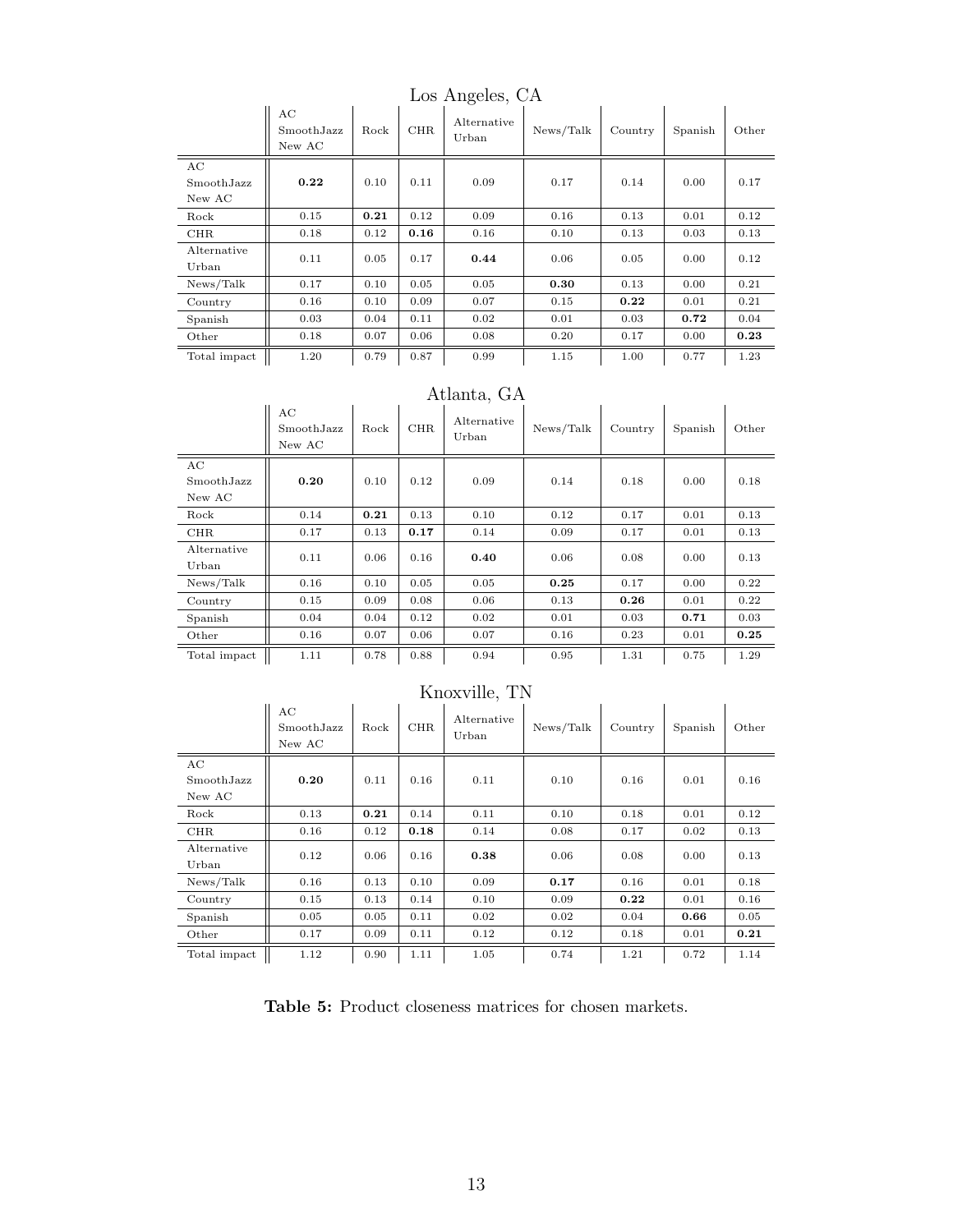### Los Angeles, CA

| | AC SmoothJazz New AC | Rock | CHR | Alternative Urban | News/Talk | Country | Spanish | Other |
|---|---|---|---|---|---|---|---|---|
| AC SmoothJazz New AC | **0.22** | 0.10 | 0.11 | 0.09 | 0.17 | 0.14 | 0.00 | 0.17 |
| Rock | 0.15 | **0.21** | 0.12 | 0.09 | 0.16 | 0.13 | 0.01 | 0.12 |
| CHR | 0.18 | 0.12 | **0.16** | 0.16 | 0.10 | 0.13 | 0.03 | 0.13 |
| Alternative Urban | 0.11 | 0.05 | 0.17 | **0.44** | 0.06 | 0.05 | 0.00 | 0.12 |
| News/Talk | 0.17 | 0.10 | 0.05 | 0.05 | **0.30** | 0.13 | 0.00 | 0.21 |
| Country | 0.16 | 0.10 | 0.09 | 0.07 | 0.15 | **0.22** | 0.01 | 0.21 |
| Spanish | 0.03 | 0.04 | 0.11 | 0.02 | 0.01 | 0.03 | **0.72** | 0.04 |
| Other | 0.18 | 0.07 | 0.06 | 0.08 | 0.20 | 0.17 | 0.00 | **0.23** |
| Total impact | 1.20 | 0.79 | 0.87 | 0.99 | 1.15 | 1.00 | 0.77 | 1.23 |

### Atlanta, GA

| | AC SmoothJazz New AC | Rock | CHR | Alternative Urban | News/Talk | Country | Spanish | Other |
|---|---|---|---|---|---|---|---|---|
| AC SmoothJazz New AC | **0.20** | 0.10 | 0.12 | 0.09 | 0.14 | 0.18 | 0.00 | 0.18 |
| Rock | 0.14 | **0.21** | 0.13 | 0.10 | 0.12 | 0.17 | 0.01 | 0.13 |
| CHR | 0.17 | 0.13 | **0.17** | 0.14 | 0.09 | 0.17 | 0.01 | 0.13 |
| Alternative Urban | 0.11 | 0.06 | 0.16 | **0.40** | 0.06 | 0.08 | 0.00 | 0.13 |
| News/Talk | 0.16 | 0.10 | 0.05 | 0.05 | **0.25** | 0.17 | 0.00 | 0.22 |
| Country | 0.15 | 0.09 | 0.08 | 0.06 | 0.13 | **0.26** | 0.01 | 0.22 |
| Spanish | 0.04 | 0.04 | 0.12 | 0.02 | 0.01 | 0.03 | **0.71** | 0.03 |
| Other | 0.16 | 0.07 | 0.06 | 0.07 | 0.16 | 0.23 | 0.01 | **0.25** |
| Total impact | 1.11 | 0.78 | 0.88 | 0.94 | 0.95 | 1.31 | 0.75 | 1.29 |

### Knoxville, TN

| | AC SmoothJazz New AC | Rock | CHR | Alternative Urban | News/Talk | Country | Spanish | Other |
|---|---|---|---|---|---|---|---|---|
| AC SmoothJazz New AC | **0.20** | 0.11 | 0.16 | 0.11 | 0.10 | 0.16 | 0.01 | 0.16 |
| Rock | 0.13 | **0.21** | 0.14 | 0.11 | 0.10 | 0.18 | 0.01 | 0.12 |
| CHR | 0.16 | 0.12 | **0.18** | 0.14 | 0.08 | 0.17 | 0.02 | 0.13 |
| Alternative Urban | 0.12 | 0.06 | 0.16 | **0.38** | 0.06 | 0.08 | 0.00 | 0.13 |
| News/Talk | 0.16 | 0.13 | 0.10 | 0.09 | **0.17** | 0.16 | 0.01 | 0.18 |
| Country | 0.15 | 0.13 | 0.14 | 0.10 | 0.09 | **0.22** | 0.01 | 0.16 |
| Spanish | 0.05 | 0.05 | 0.11 | 0.02 | 0.02 | 0.04 | **0.66** | 0.05 |
| Other | 0.17 | 0.09 | 0.11 | 0.12 | 0.12 | 0.18 | 0.01 | **0.21** |
| Total impact | 1.12 | 0.90 | 1.11 | 1.05 | 0.74 | 1.21 | 0.72 | 1.14 |

**Table 5:** Product closeness matrices for chosen markets.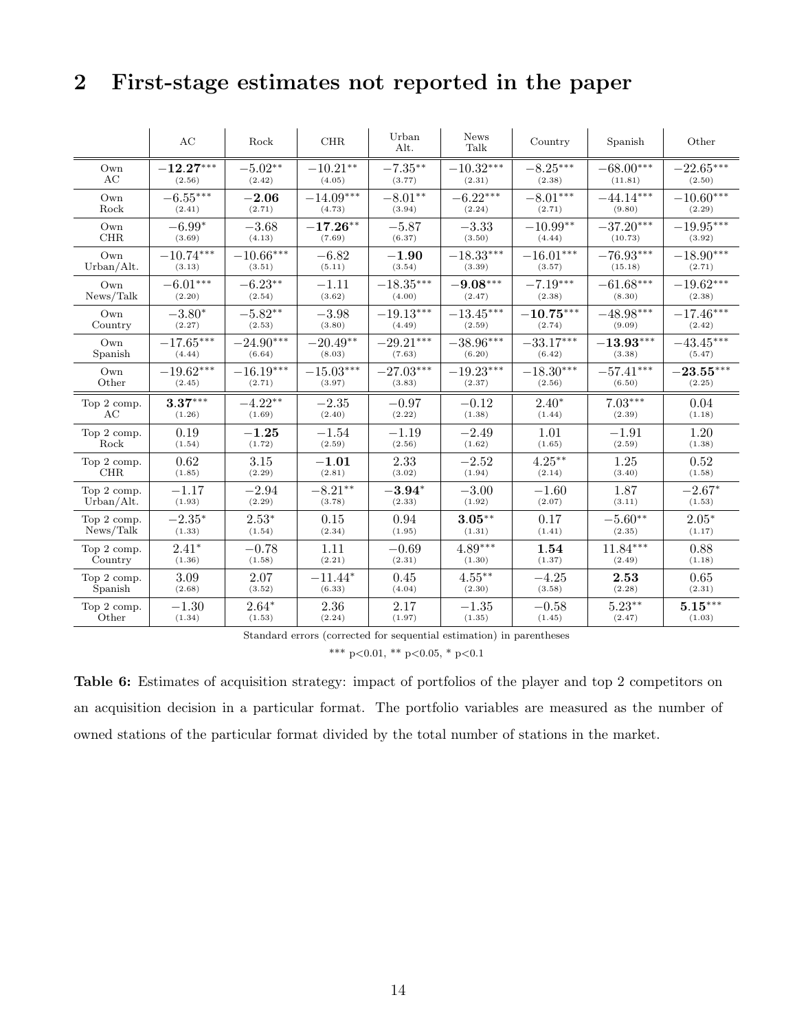## 2 First-stage estimates not reported in the paper

| | AC | Rock | CHR | Urban Alt. | News Talk | Country | Spanish | Other |
|---|---|---|---|---|---|---|---|---|
| Own AC | $\mathbf{-12.27}^{***}$ (2.56) | $-5.02^{**}$ (2.42) | $-10.21^{**}$ (4.05) | $-7.35^{**}$ (3.77) | $-10.32^{***}$ (2.31) | $-8.25^{***}$ (2.38) | $-68.00^{***}$ (11.81) | $-22.65^{***}$ (2.50) |
| Own Rock | $-6.55^{***}$ (2.41) | $\mathbf{-2.06}$ (2.71) | $-14.09^{***}$ (4.73) | $-8.01^{**}$ (3.94) | $-6.22^{***}$ (2.24) | $-8.01^{***}$ (2.71) | $-44.14^{***}$ (9.80) | $-10.60^{***}$ (2.29) |
| Own CHR | $-6.99^{*}$ (3.69) | $-3.68$ (4.13) | $\mathbf{-17.26}^{**}$ (7.69) | $-5.87$ (6.37) | $-3.33$ (3.50) | $-10.99^{**}$ (4.44) | $-37.20^{***}$ (10.73) | $-19.95^{***}$ (3.92) |
| Own Urban/Alt. | $-10.74^{***}$ (3.13) | $-10.66^{***}$ (3.51) | $-6.82$ (5.11) | $\mathbf{-1.90}$ (3.54) | $-18.33^{***}$ (3.39) | $-16.01^{***}$ (3.57) | $-76.93^{***}$ (15.18) | $-18.90^{***}$ (2.71) |
| Own News/Talk | $-6.01^{***}$ (2.20) | $-6.23^{**}$ (2.54) | $-1.11$ (3.62) | $-18.35^{***}$ (4.00) | $\mathbf{-9.08}^{***}$ (2.47) | $-7.19^{***}$ (2.38) | $-61.68^{***}$ (8.30) | $-19.62^{***}$ (2.38) |
| Own Country | $-3.80^{*}$ (2.27) | $-5.82^{**}$ (2.53) | $-3.98$ (3.80) | $-19.13^{***}$ (4.49) | $-13.45^{***}$ (2.59) | $\mathbf{-10.75}^{***}$ (2.74) | $-48.98^{***}$ (9.09) | $-17.46^{***}$ (2.42) |
| Own Spanish | $-17.65^{***}$ (4.44) | $-24.90^{***}$ (6.64) | $-20.49^{**}$ (8.03) | $-29.21^{***}$ (7.63) | $-38.96^{***}$ (6.20) | $-33.17^{***}$ (6.42) | $\mathbf{-13.93}^{***}$ (3.38) | $-43.45^{***}$ (5.47) |
| Own Other | $-19.62^{***}$ (2.45) | $-16.19^{***}$ (2.71) | $-15.03^{***}$ (3.97) | $-27.03^{***}$ (3.83) | $-19.23^{***}$ (2.37) | $-18.30^{***}$ (2.56) | $-57.41^{***}$ (6.50) | $\mathbf{-23.55}^{***}$ (2.25) |
| Top 2 comp. AC | $\mathbf{3.37}^{***}$ (1.26) | $-4.22^{**}$ (1.69) | $-2.35$ (2.40) | $-0.97$ (2.22) | $-0.12$ (1.38) | $2.40^{*}$ (1.44) | $7.03^{***}$ (2.39) | $0.04$ (1.18) |
| Top 2 comp. Rock | $0.19$ (1.54) | $\mathbf{-1.25}$ (1.72) | $-1.54$ (2.59) | $-1.19$ (2.56) | $-2.49$ (1.62) | $1.01$ (1.65) | $-1.91$ (2.59) | $1.20$ (1.38) |
| Top 2 comp. CHR | $0.62$ (1.85) | $3.15$ (2.29) | $\mathbf{-1.01}$ (2.81) | $2.33$ (3.02) | $-2.52$ (1.94) | $4.25^{**}$ (2.14) | $1.25$ (3.40) | $0.52$ (1.58) |
| Top 2 comp. Urban/Alt. | $-1.17$ (1.93) | $-2.94$ (2.29) | $-8.21^{**}$ (3.78) | $\mathbf{-3.94}^{*}$ (2.33) | $-3.00$ (1.92) | $-1.60$ (2.07) | $1.87$ (3.11) | $-2.67^{*}$ (1.53) |
| Top 2 comp. News/Talk | $-2.35^{*}$ (1.33) | $2.53^{*}$ (1.54) | $0.15$ (2.34) | $0.94$ (1.95) | $\mathbf{3.05}^{**}$ (1.31) | $0.17$ (1.41) | $-5.60^{**}$ (2.35) | $2.05^{*}$ (1.17) |
| Top 2 comp. Country | $2.41^{*}$ (1.36) | $-0.78$ (1.58) | $1.11$ (2.21) | $-0.69$ (2.31) | $4.89^{***}$ (1.30) | $\mathbf{1.54}$ (1.37) | $11.84^{***}$ (2.49) | $0.88$ (1.18) |
| Top 2 comp. Spanish | $3.09$ (2.68) | $2.07$ (3.52) | $-11.44^{*}$ (6.33) | $0.45$ (4.04) | $4.55^{**}$ (2.30) | $-4.25$ (3.58) | $\mathbf{2.53}$ (2.28) | $0.65$ (2.31) |
| Top 2 comp. Other | $-1.30$ (1.34) | $2.64^{*}$ (1.53) | $2.36$ (2.24) | $2.17$ (1.97) | $-1.35$ (1.35) | $-0.58$ (1.45) | $5.23^{**}$ (2.47) | $\mathbf{5.15}^{***}$ (1.03) |

Standard errors (corrected for sequential estimation) in parentheses

*** $p<0.01$, ** $p<0.05$, * $p<0.1$

**Table 6:** Estimates of acquisition strategy: impact of portfolios of the player and top 2 competitors on an acquisition decision in a particular format. The portfolio variables are measured as the number of owned stations of the particular format divided by the total number of stations in the market.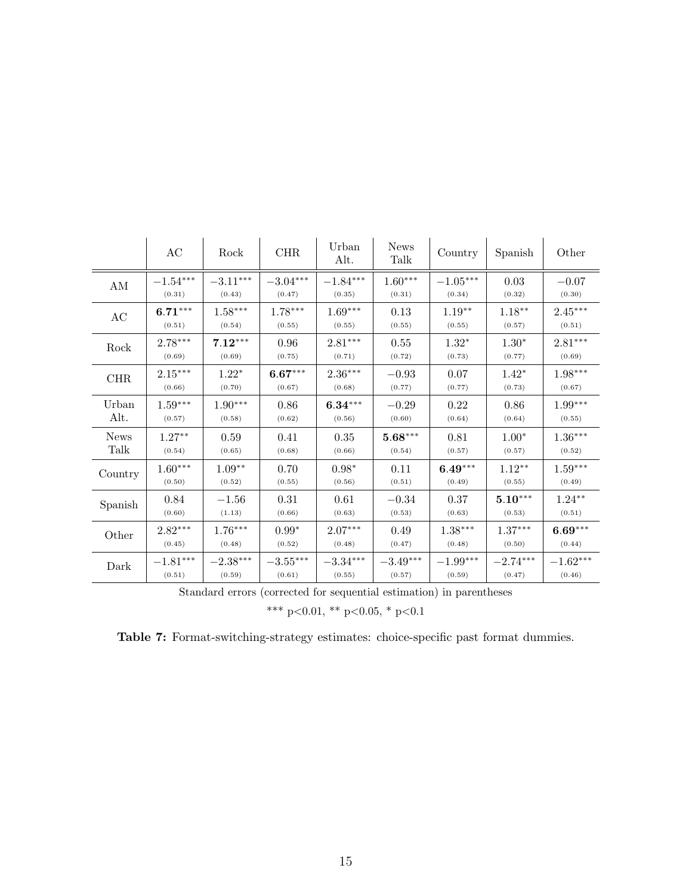|  | AC | Rock | CHR | Urban Alt. | News Talk | Country | Spanish | Other |
|---|---|---|---|---|---|---|---|---|
| AM | $-1.54^{***}$ (0.31) | $-3.11^{***}$ (0.43) | $-3.04^{***}$ (0.47) | $-1.84^{***}$ (0.35) | $1.60^{***}$ (0.31) | $-1.05^{***}$ (0.34) | 0.03 (0.32) | $-0.07$ (0.30) |
| AC | $\mathbf{6.71}^{***}$ (0.51) | $1.58^{***}$ (0.54) | $1.78^{***}$ (0.55) | $1.69^{***}$ (0.55) | 0.13 (0.55) | $1.19^{**}$ (0.55) | $1.18^{**}$ (0.57) | $2.45^{***}$ (0.51) |
| Rock | $2.78^{***}$ (0.69) | $\mathbf{7.12}^{***}$ (0.69) | 0.96 (0.75) | $2.81^{***}$ (0.71) | 0.55 (0.72) | $1.32^{*}$ (0.73) | $1.30^{*}$ (0.77) | $2.81^{***}$ (0.69) |
| CHR | $2.15^{***}$ (0.66) | $1.22^{*}$ (0.70) | $\mathbf{6.67}^{***}$ (0.67) | $2.36^{***}$ (0.68) | $-0.93$ (0.77) | 0.07 (0.77) | $1.42^{*}$ (0.73) | $1.98^{***}$ (0.67) |
| Urban Alt. | $1.59^{***}$ (0.57) | $1.90^{***}$ (0.58) | 0.86 (0.62) | $\mathbf{6.34}^{***}$ (0.56) | $-0.29$ (0.60) | 0.22 (0.64) | 0.86 (0.64) | $1.99^{***}$ (0.55) |
| News Talk | $1.27^{**}$ (0.54) | 0.59 (0.65) | 0.41 (0.68) | 0.35 (0.66) | $\mathbf{5.68}^{***}$ (0.54) | 0.81 (0.57) | $1.00^{*}$ (0.57) | $1.36^{***}$ (0.52) |
| Country | $1.60^{***}$ (0.50) | $1.09^{**}$ (0.52) | 0.70 (0.55) | $0.98^{*}$ (0.56) | 0.11 (0.51) | $\mathbf{6.49}^{***}$ (0.49) | $1.12^{**}$ (0.55) | $1.59^{***}$ (0.49) |
| Spanish | 0.84 (0.60) | $-1.56$ (1.13) | 0.31 (0.66) | 0.61 (0.63) | $-0.34$ (0.53) | 0.37 (0.63) | $\mathbf{5.10}^{***}$ (0.53) | $1.24^{**}$ (0.51) |
| Other | $2.82^{***}$ (0.45) | $1.76^{***}$ (0.48) | $0.99^{*}$ (0.52) | $2.07^{***}$ (0.48) | 0.49 (0.47) | $1.38^{***}$ (0.48) | $1.37^{***}$ (0.50) | $\mathbf{6.69}^{***}$ (0.44) |
| Dark | $-1.81^{***}$ (0.51) | $-2.38^{***}$ (0.59) | $-3.55^{***}$ (0.61) | $-3.34^{***}$ (0.55) | $-3.49^{***}$ (0.57) | $-1.99^{***}$ (0.59) | $-2.74^{***}$ (0.47) | $-1.62^{***}$ (0.46) |

Standard errors (corrected for sequential estimation) in parentheses

*** $p<0.01$, ** $p<0.05$, * $p<0.1$

**Table 7:** Format-switching-strategy estimates: choice-specific past format dummies.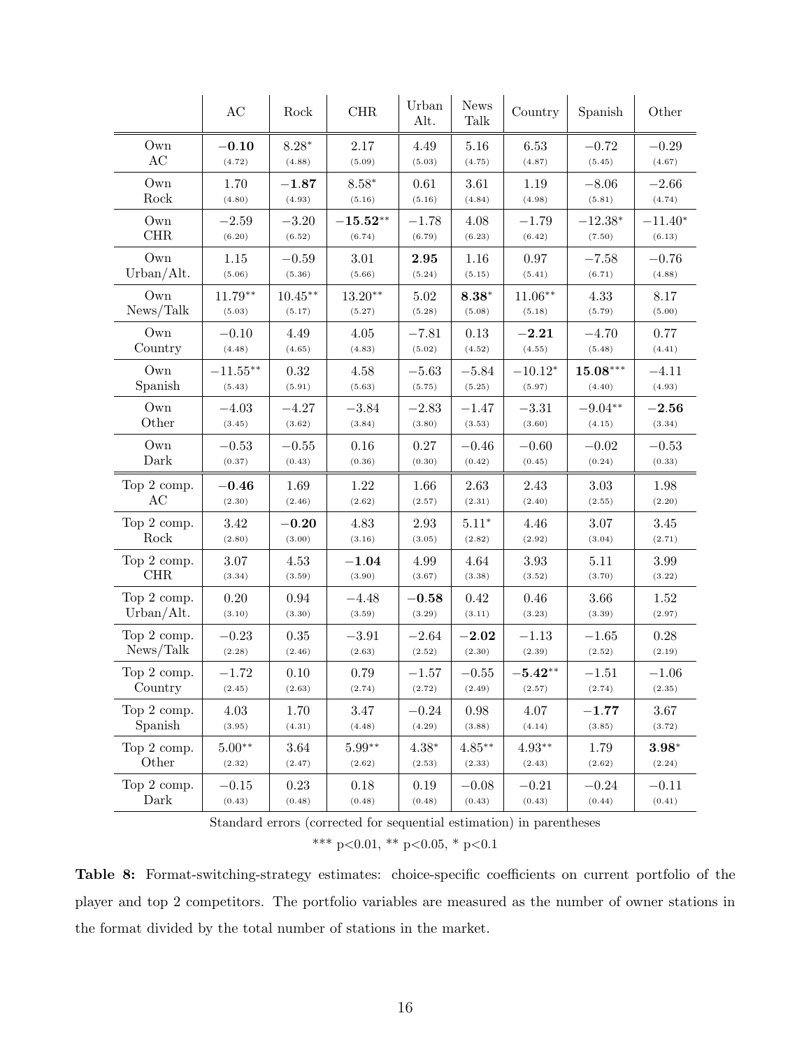| | AC | Rock | CHR | Urban Alt. | News Talk | Country | Spanish | Other |
|---|---|---|---|---|---|---|---|---|
| Own AC | **−0.10** (4.72) | 8.28* (4.88) | 2.17 (5.09) | 4.49 (5.03) | 5.16 (4.75) | 6.53 (4.87) | −0.72 (5.45) | −0.29 (4.67) |
| Own Rock | 1.70 (4.80) | **−1.87** (4.93) | 8.58* (5.16) | 0.61 (5.16) | 3.61 (4.84) | 1.19 (4.98) | −8.06 (5.81) | −2.66 (4.74) |
| Own CHR | −2.59 (6.20) | −3.20 (6.52) | **−15.52**** (6.74) | −1.78 (6.79) | 4.08 (6.23) | −1.79 (6.42) | −12.38* (7.50) | −11.40* (6.13) |
| Own Urban/Alt. | 1.15 (5.06) | −0.59 (5.36) | 3.01 (5.66) | **2.95** (5.24) | 1.16 (5.15) | 0.97 (5.41) | −7.58 (6.71) | −0.76 (4.88) |
| Own News/Talk | 11.79** (5.03) | 10.45** (5.17) | 13.20** (5.27) | 5.02 (5.28) | **8.38*** (5.08) | 11.06** (5.18) | 4.33 (5.79) | 8.17 (5.00) |
| Own Country | −0.10 (4.48) | 4.49 (4.65) | 4.05 (4.83) | −7.81 (5.02) | 0.13 (4.52) | **−2.21** (4.55) | −4.70 (5.48) | 0.77 (4.41) |
| Own Spanish | −11.55** (5.43) | 0.32 (5.91) | 4.58 (5.63) | −5.63 (5.75) | −5.84 (5.25) | −10.12* (5.97) | **15.08***** (4.40) | −4.11 (4.93) |
| Own Other | −4.03 (3.45) | −4.27 (3.62) | −3.84 (3.84) | −2.83 (3.80) | −1.47 (3.53) | −3.31 (3.60) | −9.04** (4.15) | **−2.56** (3.34) |
| Own Dark | −0.53 (0.37) | −0.55 (0.43) | 0.16 (0.36) | 0.27 (0.30) | −0.46 (0.42) | −0.60 (0.45) | −0.02 (0.24) | −0.53 (0.33) |
| Top 2 comp. AC | **−0.46** (2.30) | 1.69 (2.46) | 1.22 (2.62) | 1.66 (2.57) | 2.63 (2.31) | 2.43 (2.40) | 3.03 (2.55) | 1.98 (2.20) |
| Top 2 comp. Rock | 3.42 (2.80) | **−0.20** (3.00) | 4.83 (3.16) | 2.93 (3.05) | 5.11* (2.82) | 4.46 (2.92) | 3.07 (3.04) | 3.45 (2.71) |
| Top 2 comp. CHR | 3.07 (3.34) | 4.53 (3.59) | **−1.04** (3.90) | 4.99 (3.67) | 4.64 (3.38) | 3.93 (3.52) | 5.11 (3.70) | 3.99 (3.22) |
| Top 2 comp. Urban/Alt. | 0.20 (3.10) | 0.94 (3.30) | −4.48 (3.59) | **−0.58** (3.29) | 0.42 (3.11) | 0.46 (3.23) | 3.66 (3.39) | 1.52 (2.97) |
| Top 2 comp. News/Talk | −0.23 (2.28) | 0.35 (2.46) | −3.91 (2.63) | −2.64 (2.52) | **−2.02** (2.30) | −1.13 (2.39) | −1.65 (2.52) | 0.28 (2.19) |
| Top 2 comp. Country | −1.72 (2.45) | 0.10 (2.63) | 0.79 (2.74) | −1.57 (2.72) | −0.55 (2.49) | **−5.42**** (2.57) | −1.51 (2.74) | −1.06 (2.35) |
| Top 2 comp. Spanish | 4.03 (3.95) | 1.70 (4.31) | 3.47 (4.48) | −0.24 (4.29) | 0.98 (3.88) | 4.07 (4.14) | **−1.77** (3.85) | 3.67 (3.72) |
| Top 2 comp. Other | 5.00** (2.32) | 3.64 (2.47) | 5.99** (2.62) | 4.38* (2.53) | 4.85** (2.33) | 4.93** (2.43) | 1.79 (2.62) | **3.98*** (2.24) |
| Top 2 comp. Dark | −0.15 (0.43) | 0.23 (0.48) | 0.18 (0.48) | 0.19 (0.48) | −0.08 (0.43) | −0.21 (0.43) | −0.24 (0.44) | −0.11 (0.41) |

Standard errors (corrected for sequential estimation) in parentheses

*** p<0.01, ** p<0.05, * p<0.1

**Table 8:** Format-switching-strategy estimates: choice-specific coefficients on current portfolio of the player and top 2 competitors. The portfolio variables are measured as the number of owner stations in the format divided by the total number of stations in the market.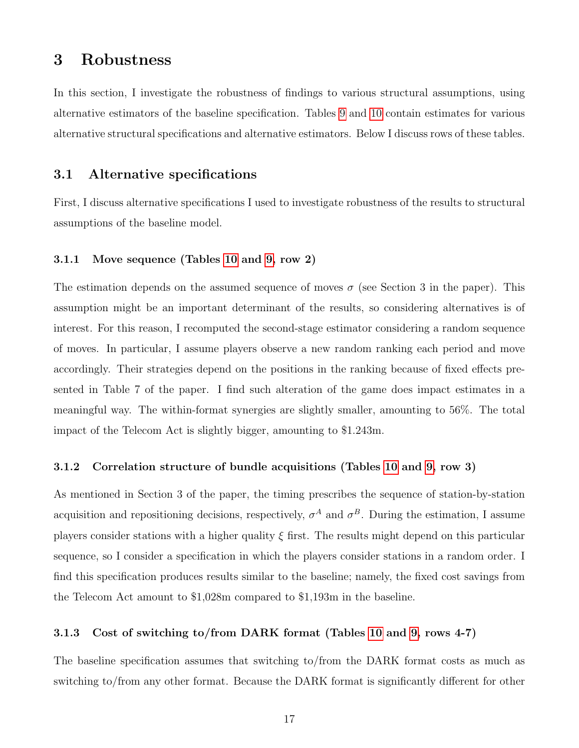# 3 Robustness

In this section, I investigate the robustness of findings to various structural assumptions, using alternative estimators of the baseline specification. Tables 9 and 10 contain estimates for various alternative structural specifications and alternative estimators. Below I discuss rows of these tables.

## 3.1 Alternative specifications

First, I discuss alternative specifications I used to investigate robustness of the results to structural assumptions of the baseline model.

### 3.1.1 Move sequence (Tables 10 and 9, row 2)

The estimation depends on the assumed sequence of moves $\sigma$ (see Section 3 in the paper). This assumption might be an important determinant of the results, so considering alternatives is of interest. For this reason, I recomputed the second-stage estimator considering a random sequence of moves. In particular, I assume players observe a new random ranking each period and move accordingly. Their strategies depend on the positions in the ranking because of fixed effects presented in Table 7 of the paper. I find such alteration of the game does impact estimates in a meaningful way. The within-format synergies are slightly smaller, amounting to 56%. The total impact of the Telecom Act is slightly bigger, amounting to $1.243m.

### 3.1.2 Correlation structure of bundle acquisitions (Tables 10 and 9, row 3)

As mentioned in Section 3 of the paper, the timing prescribes the sequence of station-by-station acquisition and repositioning decisions, respectively, $\sigma^A$ and $\sigma^B$. During the estimation, I assume players consider stations with a higher quality $\xi$ first. The results might depend on this particular sequence, so I consider a specification in which the players consider stations in a random order. I find this specification produces results similar to the baseline; namely, the fixed cost savings from the Telecom Act amount to $1,028m compared to $1,193m in the baseline.

### 3.1.3 Cost of switching to/from DARK format (Tables 10 and 9, rows 4-7)

The baseline specification assumes that switching to/from the DARK format costs as much as switching to/from any other format. Because the DARK format is significantly different for other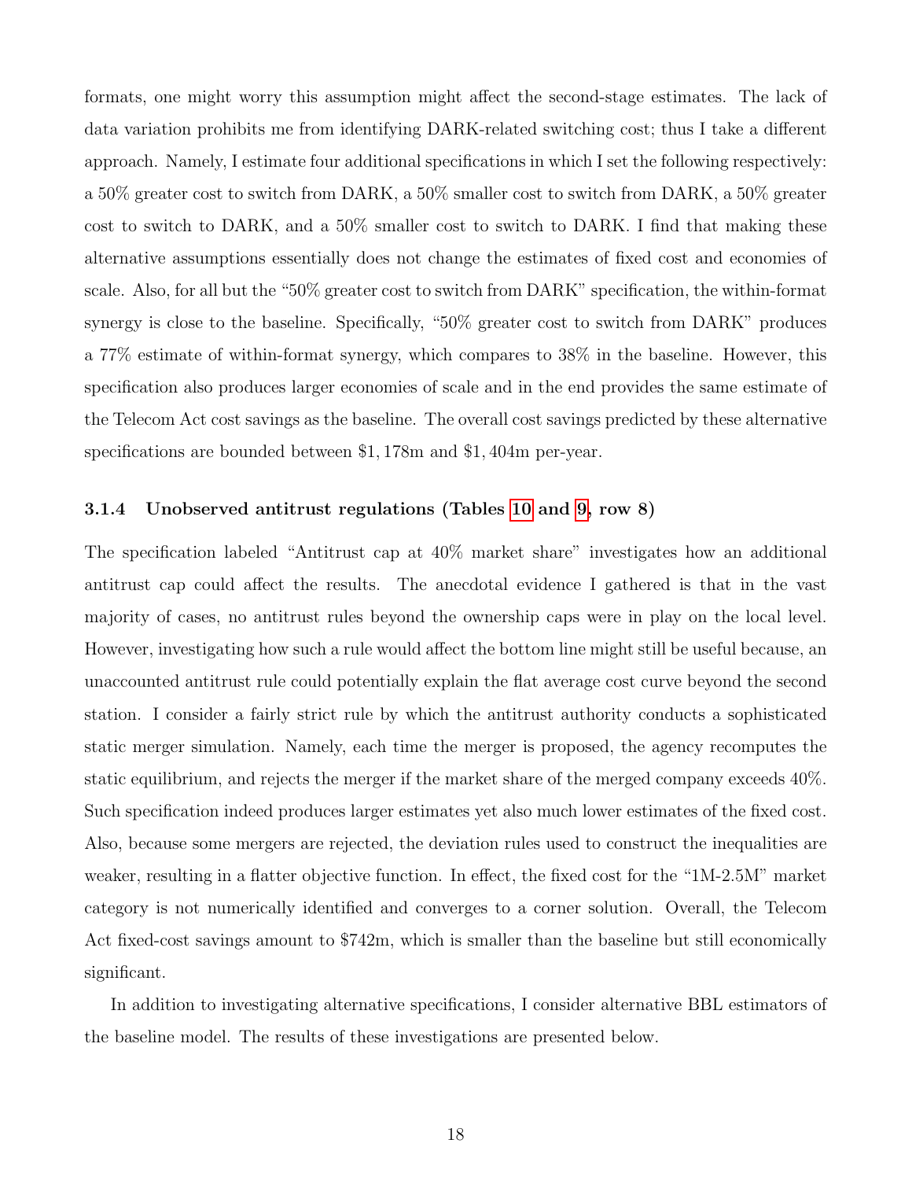formats, one might worry this assumption might affect the second-stage estimates. The lack of data variation prohibits me from identifying DARK-related switching cost; thus I take a different approach. Namely, I estimate four additional specifications in which I set the following respectively: a 50% greater cost to switch from DARK, a 50% smaller cost to switch from DARK, a 50% greater cost to switch to DARK, and a 50% smaller cost to switch to DARK. I find that making these alternative assumptions essentially does not change the estimates of fixed cost and economies of scale. Also, for all but the "50% greater cost to switch from DARK" specification, the within-format synergy is close to the baseline. Specifically, "50% greater cost to switch from DARK" produces a 77% estimate of within-format synergy, which compares to 38% in the baseline. However, this specification also produces larger economies of scale and in the end provides the same estimate of the Telecom Act cost savings as the baseline. The overall cost savings predicted by these alternative specifications are bounded between \$1,178m and \$1,404m per-year.

### 3.1.4 Unobserved antitrust regulations (Tables 10 and 9, row 8)

The specification labeled "Antitrust cap at 40% market share" investigates how an additional antitrust cap could affect the results. The anecdotal evidence I gathered is that in the vast majority of cases, no antitrust rules beyond the ownership caps were in play on the local level. However, investigating how such a rule would affect the bottom line might still be useful because, an unaccounted antitrust rule could potentially explain the flat average cost curve beyond the second station. I consider a fairly strict rule by which the antitrust authority conducts a sophisticated static merger simulation. Namely, each time the merger is proposed, the agency recomputes the static equilibrium, and rejects the merger if the market share of the merged company exceeds 40%. Such specification indeed produces larger estimates yet also much lower estimates of the fixed cost. Also, because some mergers are rejected, the deviation rules used to construct the inequalities are weaker, resulting in a flatter objective function. In effect, the fixed cost for the "1M-2.5M" market category is not numerically identified and converges to a corner solution. Overall, the Telecom Act fixed-cost savings amount to \$742m, which is smaller than the baseline but still economically significant.

In addition to investigating alternative specifications, I consider alternative BBL estimators of the baseline model. The results of these investigations are presented below.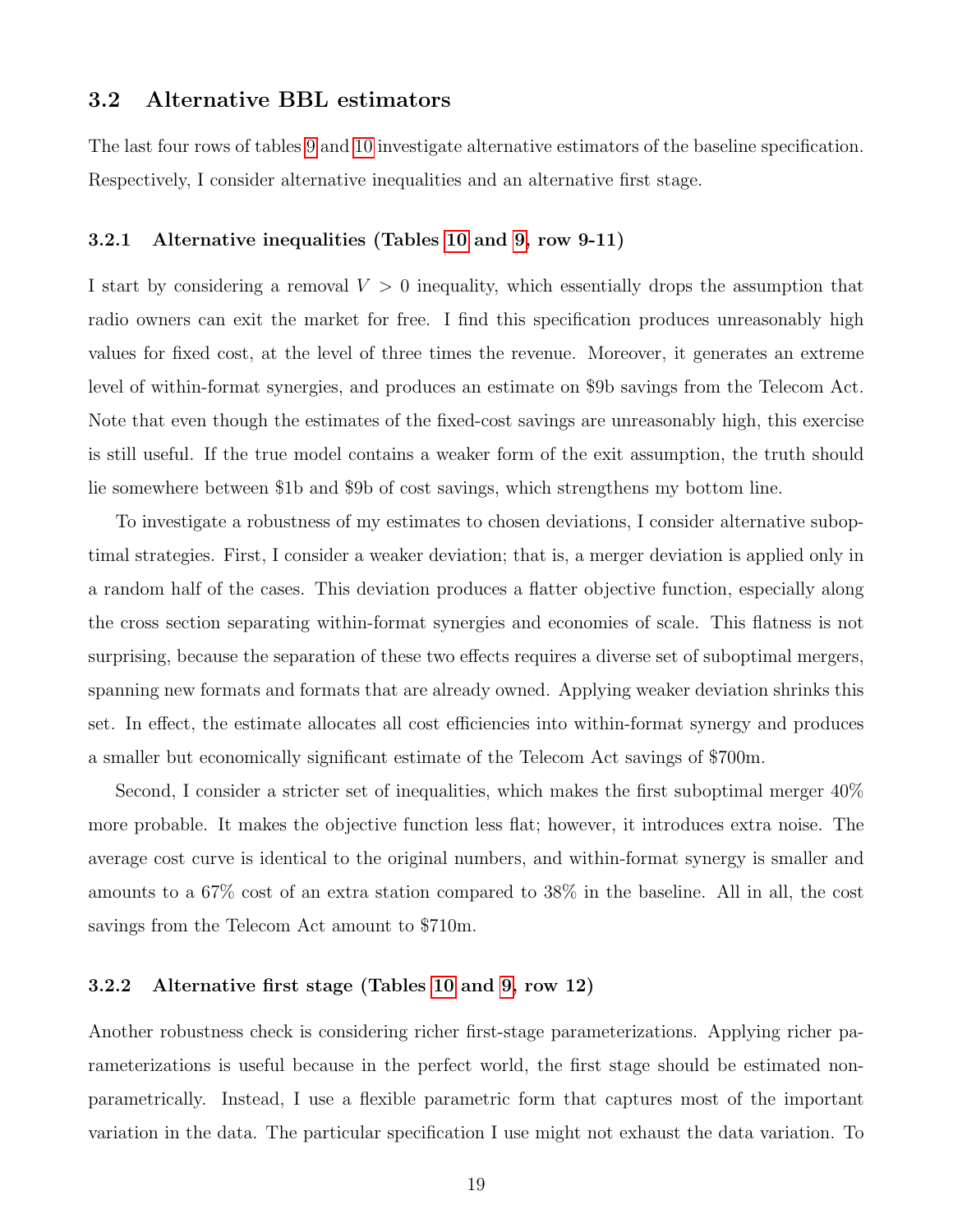## 3.2 Alternative BBL estimators

The last four rows of tables 9 and 10 investigate alternative estimators of the baseline specification. Respectively, I consider alternative inequalities and an alternative first stage.

### 3.2.1 Alternative inequalities (Tables 10 and 9, row 9-11)

I start by considering a removal $V > 0$ inequality, which essentially drops the assumption that radio owners can exit the market for free. I find this specification produces unreasonably high values for fixed cost, at the level of three times the revenue. Moreover, it generates an extreme level of within-format synergies, and produces an estimate on $9b savings from the Telecom Act. Note that even though the estimates of the fixed-cost savings are unreasonably high, this exercise is still useful. If the true model contains a weaker form of the exit assumption, the truth should lie somewhere between $1b and $9b of cost savings, which strengthens my bottom line.

To investigate a robustness of my estimates to chosen deviations, I consider alternative suboptimal strategies. First, I consider a weaker deviation; that is, a merger deviation is applied only in a random half of the cases. This deviation produces a flatter objective function, especially along the cross section separating within-format synergies and economies of scale. This flatness is not surprising, because the separation of these two effects requires a diverse set of suboptimal mergers, spanning new formats and formats that are already owned. Applying weaker deviation shrinks this set. In effect, the estimate allocates all cost efficiencies into within-format synergy and produces a smaller but economically significant estimate of the Telecom Act savings of $700m.

Second, I consider a stricter set of inequalities, which makes the first suboptimal merger 40% more probable. It makes the objective function less flat; however, it introduces extra noise. The average cost curve is identical to the original numbers, and within-format synergy is smaller and amounts to a 67% cost of an extra station compared to 38% in the baseline. All in all, the cost savings from the Telecom Act amount to $710m.

### 3.2.2 Alternative first stage (Tables 10 and 9, row 12)

Another robustness check is considering richer first-stage parameterizations. Applying richer parameterizations is useful because in the perfect world, the first stage should be estimated non-parametrically. Instead, I use a flexible parametric form that captures most of the important variation in the data. The particular specification I use might not exhaust the data variation. To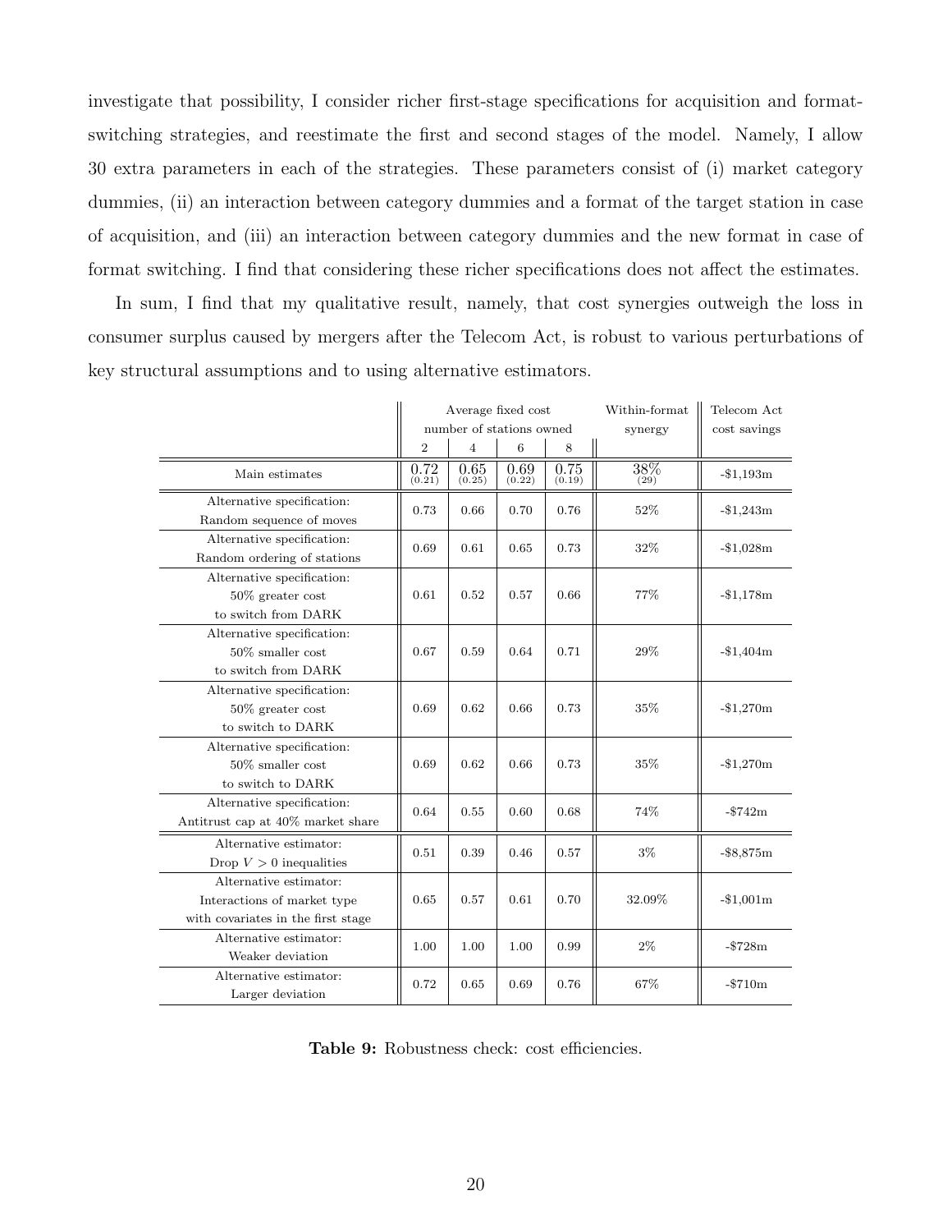investigate that possibility, I consider richer first-stage specifications for acquisition and format-switching strategies, and reestimate the first and second stages of the model. Namely, I allow 30 extra parameters in each of the strategies. These parameters consist of (i) market category dummies, (ii) an interaction between category dummies and a format of the target station in case of acquisition, and (iii) an interaction between category dummies and the new format in case of format switching. I find that considering these richer specifications does not affect the estimates.

In sum, I find that my qualitative result, namely, that cost synergies outweigh the loss in consumer surplus caused by mergers after the Telecom Act, is robust to various perturbations of key structural assumptions and to using alternative estimators.

| | Average fixed cost number of stations owned | | | | Within-format synergy | Telecom Act cost savings |
|---|---|---|---|---|---|---|
| | 2 | 4 | 6 | 8 | | |
| Main estimates | 0.72 (0.21) | 0.65 (0.25) | 0.69 (0.22) | 0.75 (0.19) | 38% (29) | -$1,193m |
| Alternative specification: Random sequence of moves | 0.73 | 0.66 | 0.70 | 0.76 | 52% | -$1,243m |
| Alternative specification: Random ordering of stations | 0.69 | 0.61 | 0.65 | 0.73 | 32% | -$1,028m |
| Alternative specification: 50% greater cost to switch from DARK | 0.61 | 0.52 | 0.57 | 0.66 | 77% | -$1,178m |
| Alternative specification: 50% smaller cost to switch from DARK | 0.67 | 0.59 | 0.64 | 0.71 | 29% | -$1,404m |
| Alternative specification: 50% greater cost to switch to DARK | 0.69 | 0.62 | 0.66 | 0.73 | 35% | -$1,270m |
| Alternative specification: 50% smaller cost to switch to DARK | 0.69 | 0.62 | 0.66 | 0.73 | 35% | -$1,270m |
| Alternative specification: Antitrust cap at 40% market share | 0.64 | 0.55 | 0.60 | 0.68 | 74% | -$742m |
| Alternative estimator: Drop $V > 0$ inequalities | 0.51 | 0.39 | 0.46 | 0.57 | 3% | -$8,875m |
| Alternative estimator: Interactions of market type with covariates in the first stage | 0.65 | 0.57 | 0.61 | 0.70 | 32.09% | -$1,001m |
| Alternative estimator: Weaker deviation | 1.00 | 1.00 | 1.00 | 0.99 | 2% | -$728m |
| Alternative estimator: Larger deviation | 0.72 | 0.65 | 0.69 | 0.76 | 67% | -$710m |

**Table 9:** Robustness check: cost efficiencies.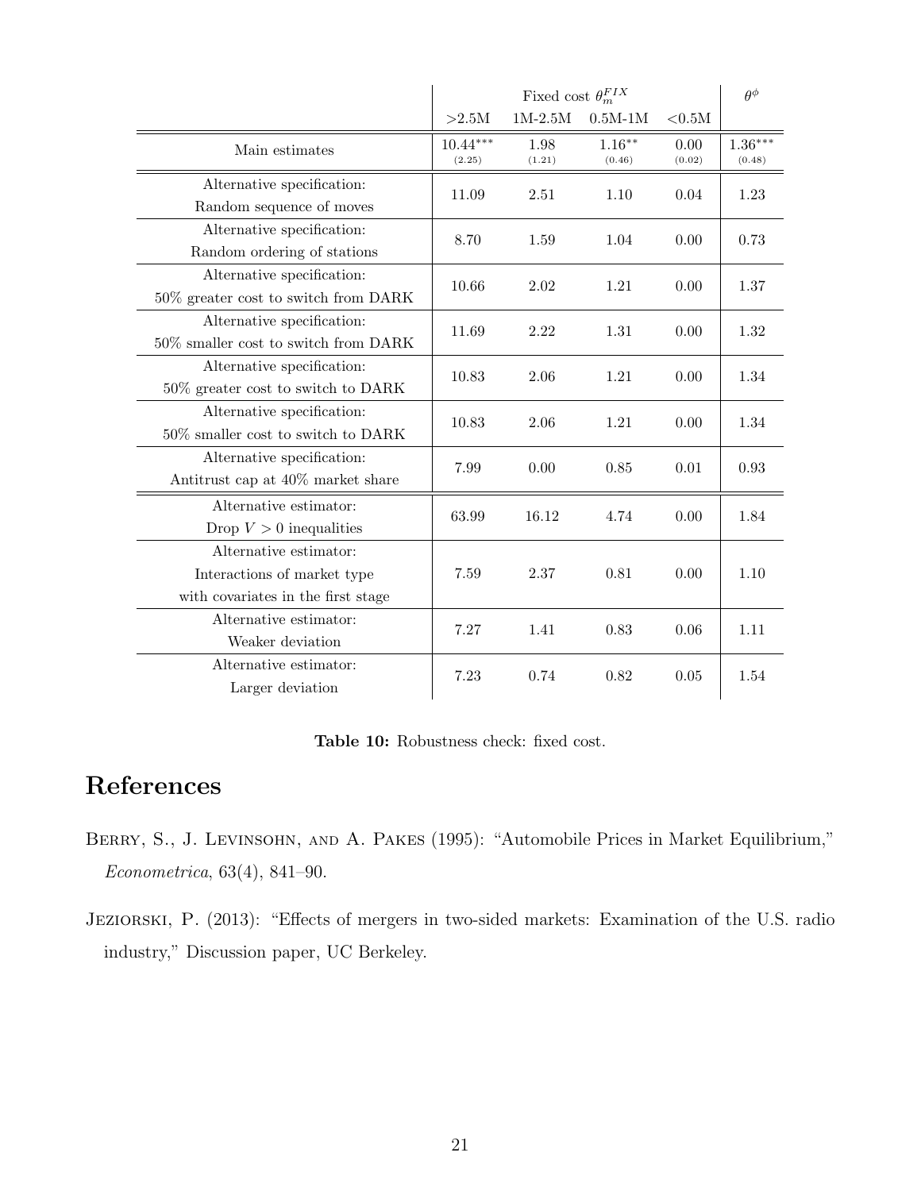| | Fixed cost $\theta_m^{FIX}$ | | | | $\theta^{\phi}$ |
|---|---|---|---|---|---|
| | >2.5M | 1M-2.5M | 0.5M-1M | <0.5M | |
| Main estimates | $10.44^{***}$ (2.25) | 1.98 (1.21) | $1.16^{**}$ (0.46) | 0.00 (0.02) | $1.36^{***}$ (0.48) |
| Alternative specification: Random sequence of moves | 11.09 | 2.51 | 1.10 | 0.04 | 1.23 |
| Alternative specification: Random ordering of stations | 8.70 | 1.59 | 1.04 | 0.00 | 0.73 |
| Alternative specification: 50% greater cost to switch from DARK | 10.66 | 2.02 | 1.21 | 0.00 | 1.37 |
| Alternative specification: 50% smaller cost to switch from DARK | 11.69 | 2.22 | 1.31 | 0.00 | 1.32 |
| Alternative specification: 50% greater cost to switch to DARK | 10.83 | 2.06 | 1.21 | 0.00 | 1.34 |
| Alternative specification: 50% smaller cost to switch to DARK | 10.83 | 2.06 | 1.21 | 0.00 | 1.34 |
| Alternative specification: Antitrust cap at 40% market share | 7.99 | 0.00 | 0.85 | 0.01 | 0.93 |
| Alternative estimator: Drop $V > 0$ inequalities | 63.99 | 16.12 | 4.74 | 0.00 | 1.84 |
| Alternative estimator: Interactions of market type with covariates in the first stage | 7.59 | 2.37 | 0.81 | 0.00 | 1.10 |
| Alternative estimator: Weaker deviation | 7.27 | 1.41 | 0.83 | 0.06 | 1.11 |
| Alternative estimator: Larger deviation | 7.23 | 0.74 | 0.82 | 0.05 | 1.54 |

**Table 10:** Robustness check: fixed cost.

# References

Berry, S., J. Levinsohn, and A. Pakes (1995): "Automobile Prices in Market Equilibrium," *Econometrica*, 63(4), 841–90.

Jeziorski, P. (2013): "Effects of mergers in two-sided markets: Examination of the U.S. radio industry," Discussion paper, UC Berkeley.